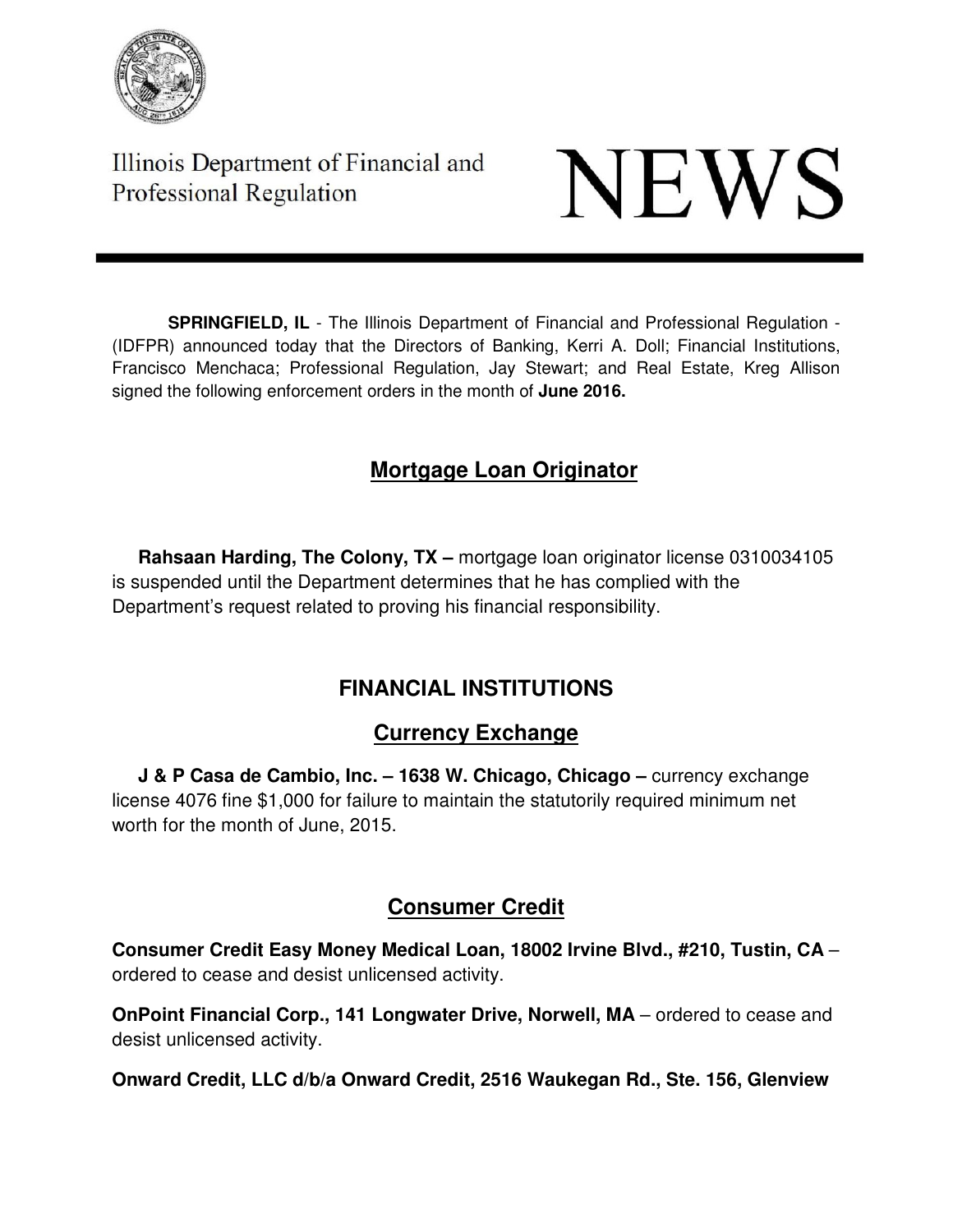Illinois Department of Financial and Professional Regulation

# NEWS

**SPRINGFIELD, IL** - The Illinois Department of Financial and Professional Regulation - (IDFPR) announced today that the Directors of Banking, Kerri A. Doll; Financial Institutions, Francisco Menchaca; Professional Regulation, Jay Stewart; and Real Estate, Kreg Allison signed the following enforcement orders in the month of **June 2016.**

## Mortgage Loan Originator

**Rahsaan Harding, The Colony, TX –** mortgage loan originator license 0310034105 is suspended until the Department determines that he has complied with the Department's request related to proving his financial responsibility.

## FINANCIAL INSTITUTIONS

### Currency Exchange

**J & P Casa de Cambio, Inc. – 1638 W. Chicago, Chicago –** currency exchange license 4076 fine $1,000 for failure to maintain the statutorily required minimum net worth for the month of June, 2015.

### Consumer Credit

**Consumer Credit Easy Money Medical Loan, 18002 Irvine Blvd., #210, Tustin, CA** – ordered to cease and desist unlicensed activity.

**OnPoint Financial Corp., 141 Longwater Drive, Norwell, MA** – ordered to cease and desist unlicensed activity.

**Onward Credit, LLC d/b/a Onward Credit, 2516 Waukegan Rd., Ste. 156, Glenview**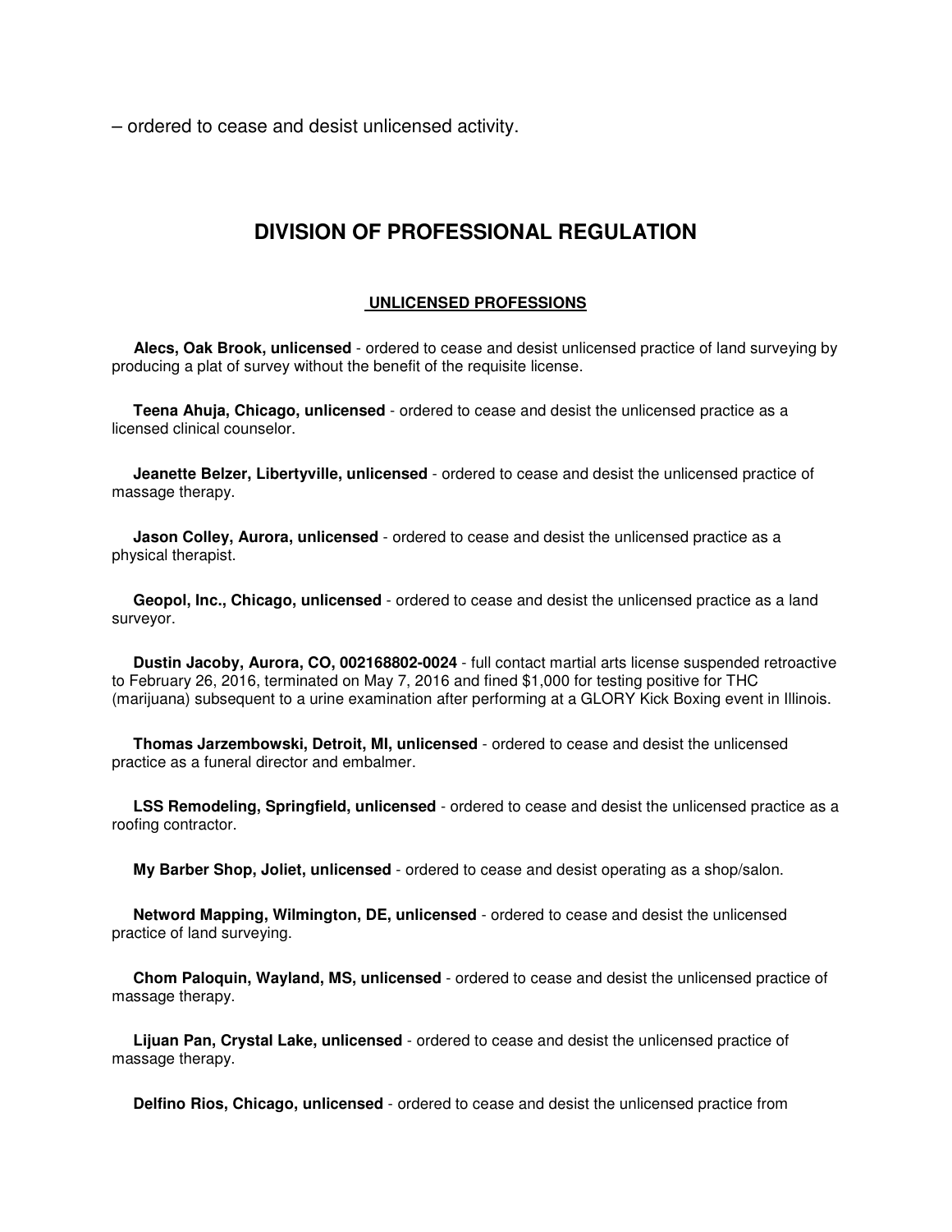– ordered to cease and desist unlicensed activity.

# DIVISION OF PROFESSIONAL REGULATION

## UNLICENSED PROFESSIONS

**Alecs, Oak Brook, unlicensed** - ordered to cease and desist unlicensed practice of land surveying by producing a plat of survey without the benefit of the requisite license.

**Teena Ahuja, Chicago, unlicensed** - ordered to cease and desist the unlicensed practice as a licensed clinical counselor.

**Jeanette Belzer, Libertyville, unlicensed** - ordered to cease and desist the unlicensed practice of massage therapy.

**Jason Colley, Aurora, unlicensed** - ordered to cease and desist the unlicensed practice as a physical therapist.

**Geopol, Inc., Chicago, unlicensed** - ordered to cease and desist the unlicensed practice as a land surveyor.

**Dustin Jacoby, Aurora, CO, 002168802-0024** - full contact martial arts license suspended retroactive to February 26, 2016, terminated on May 7, 2016 and fined $1,000 for testing positive for THC (marijuana) subsequent to a urine examination after performing at a GLORY Kick Boxing event in Illinois.

**Thomas Jarzembowski, Detroit, MI, unlicensed** - ordered to cease and desist the unlicensed practice as a funeral director and embalmer.

**LSS Remodeling, Springfield, unlicensed** - ordered to cease and desist the unlicensed practice as a roofing contractor.

**My Barber Shop, Joliet, unlicensed** - ordered to cease and desist operating as a shop/salon.

**Netword Mapping, Wilmington, DE, unlicensed** - ordered to cease and desist the unlicensed practice of land surveying.

**Chom Paloquin, Wayland, MS, unlicensed** - ordered to cease and desist the unlicensed practice of massage therapy.

**Lijuan Pan, Crystal Lake, unlicensed** - ordered to cease and desist the unlicensed practice of massage therapy.

**Delfino Rios, Chicago, unlicensed** - ordered to cease and desist the unlicensed practice from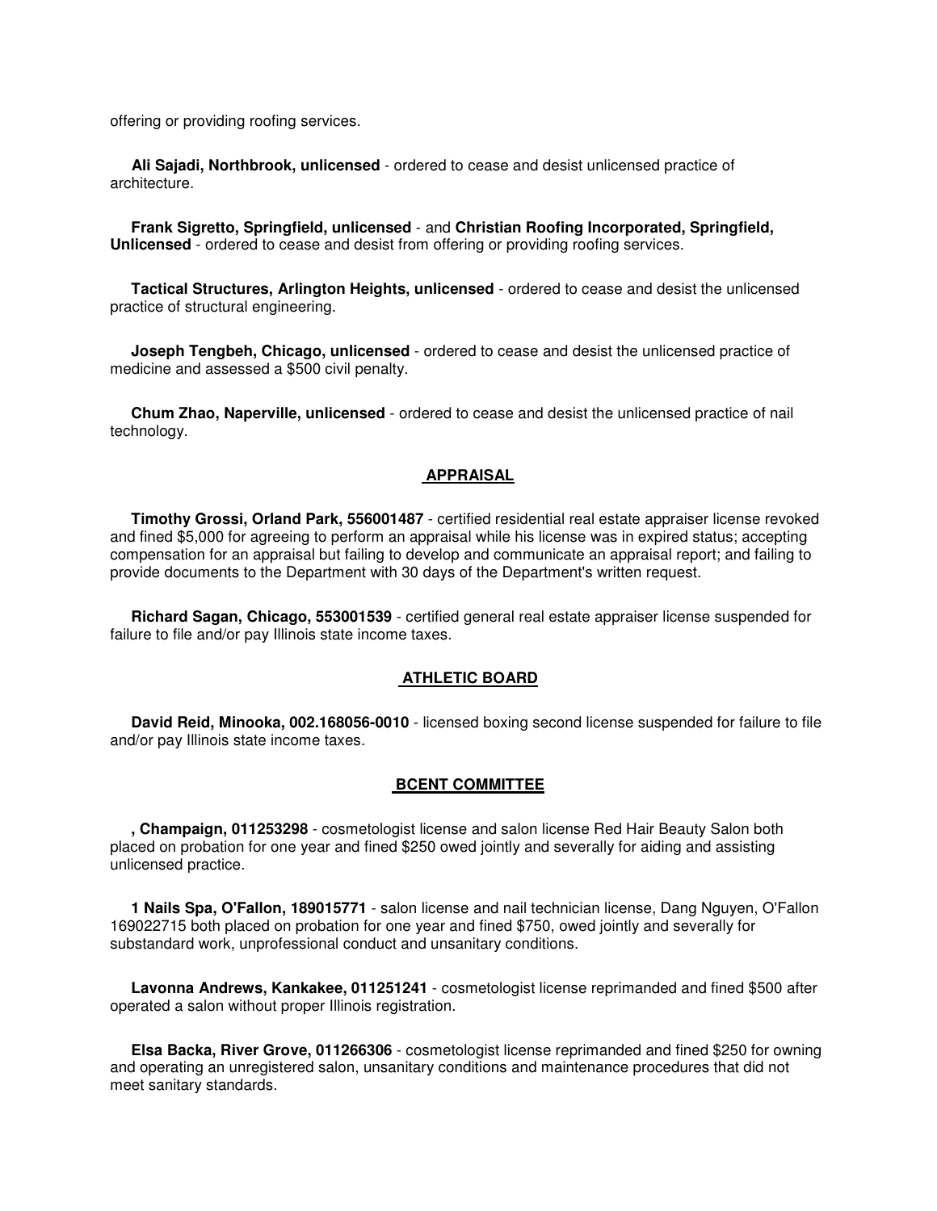offering or providing roofing services.

**Ali Sajadi, Northbrook, unlicensed** - ordered to cease and desist unlicensed practice of architecture.

**Frank Sigretto, Springfield, unlicensed** - and **Christian Roofing Incorporated, Springfield, Unlicensed** - ordered to cease and desist from offering or providing roofing services.

**Tactical Structures, Arlington Heights, unlicensed** - ordered to cease and desist the unlicensed practice of structural engineering.

**Joseph Tengbeh, Chicago, unlicensed** - ordered to cease and desist the unlicensed practice of medicine and assessed a $500 civil penalty.

**Chum Zhao, Naperville, unlicensed** - ordered to cease and desist the unlicensed practice of nail technology.

## APPRAISAL

**Timothy Grossi, Orland Park, 556001487** - certified residential real estate appraiser license revoked and fined $5,000 for agreeing to perform an appraisal while his license was in expired status; accepting compensation for an appraisal but failing to develop and communicate an appraisal report; and failing to provide documents to the Department with 30 days of the Department's written request.

**Richard Sagan, Chicago, 553001539** - certified general real estate appraiser license suspended for failure to file and/or pay Illinois state income taxes.

## ATHLETIC BOARD

**David Reid, Minooka, 002.168056-0010** - licensed boxing second license suspended for failure to file and/or pay Illinois state income taxes.

## BCENT COMMITTEE

**, Champaign, 011253298** - cosmetologist license and salon license Red Hair Beauty Salon both placed on probation for one year and fined $250 owed jointly and severally for aiding and assisting unlicensed practice.

**1 Nails Spa, O'Fallon, 189015771** - salon license and nail technician license, Dang Nguyen, O'Fallon 169022715 both placed on probation for one year and fined $750, owed jointly and severally for substandard work, unprofessional conduct and unsanitary conditions.

**Lavonna Andrews, Kankakee, 011251241** - cosmetologist license reprimanded and fined $500 after operated a salon without proper Illinois registration.

**Elsa Backa, River Grove, 011266306** - cosmetologist license reprimanded and fined $250 for owning and operating an unregistered salon, unsanitary conditions and maintenance procedures that did not meet sanitary standards.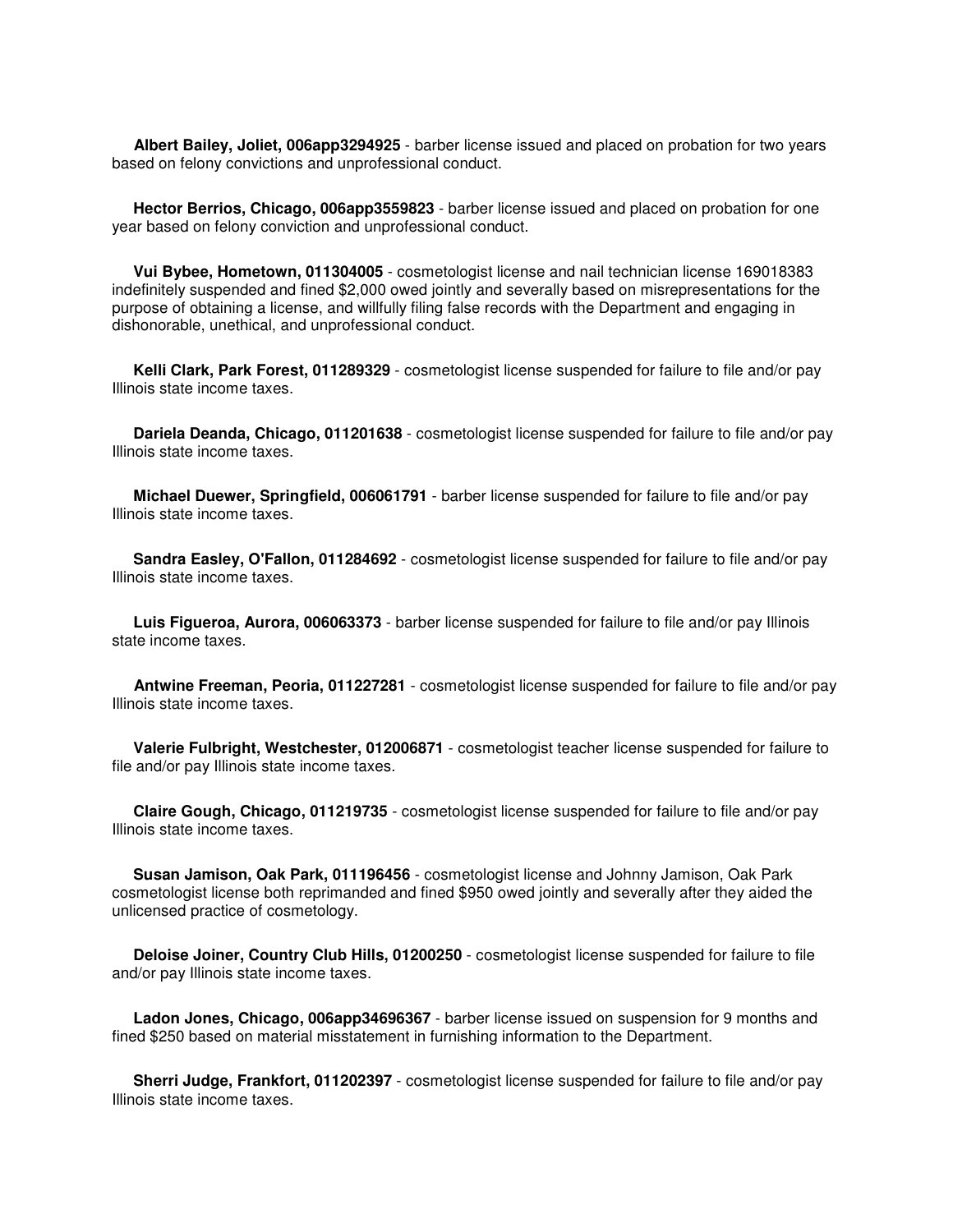**Albert Bailey, Joliet, 006app3294925** - barber license issued and placed on probation for two years based on felony convictions and unprofessional conduct.

**Hector Berrios, Chicago, 006app3559823** - barber license issued and placed on probation for one year based on felony conviction and unprofessional conduct.

**Vui Bybee, Hometown, 011304005** - cosmetologist license and nail technician license 169018383 indefinitely suspended and fined $2,000 owed jointly and severally based on misrepresentations for the purpose of obtaining a license, and willfully filing false records with the Department and engaging in dishonorable, unethical, and unprofessional conduct.

**Kelli Clark, Park Forest, 011289329** - cosmetologist license suspended for failure to file and/or pay Illinois state income taxes.

**Dariela Deanda, Chicago, 011201638** - cosmetologist license suspended for failure to file and/or pay Illinois state income taxes.

**Michael Duewer, Springfield, 006061791** - barber license suspended for failure to file and/or pay Illinois state income taxes.

**Sandra Easley, O'Fallon, 011284692** - cosmetologist license suspended for failure to file and/or pay Illinois state income taxes.

**Luis Figueroa, Aurora, 006063373** - barber license suspended for failure to file and/or pay Illinois state income taxes.

**Antwine Freeman, Peoria, 011227281** - cosmetologist license suspended for failure to file and/or pay Illinois state income taxes.

**Valerie Fulbright, Westchester, 012006871** - cosmetologist teacher license suspended for failure to file and/or pay Illinois state income taxes.

**Claire Gough, Chicago, 011219735** - cosmetologist license suspended for failure to file and/or pay Illinois state income taxes.

**Susan Jamison, Oak Park, 011196456** - cosmetologist license and Johnny Jamison, Oak Park cosmetologist license both reprimanded and fined $950 owed jointly and severally after they aided the unlicensed practice of cosmetology.

**Deloise Joiner, Country Club Hills, 01200250** - cosmetologist license suspended for failure to file and/or pay Illinois state income taxes.

**Ladon Jones, Chicago, 006app34696367** - barber license issued on suspension for 9 months and fined $250 based on material misstatement in furnishing information to the Department.

**Sherri Judge, Frankfort, 011202397** - cosmetologist license suspended for failure to file and/or pay Illinois state income taxes.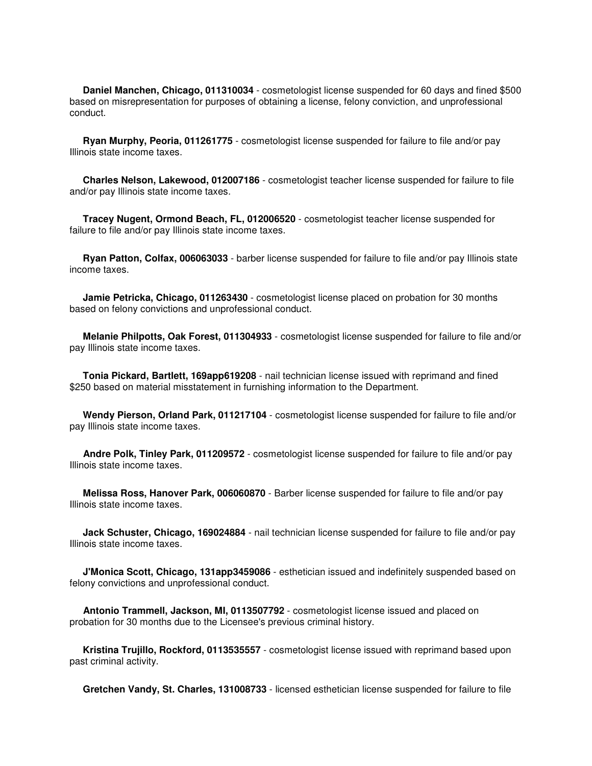**Daniel Manchen, Chicago, 011310034** - cosmetologist license suspended for 60 days and fined $500 based on misrepresentation for purposes of obtaining a license, felony conviction, and unprofessional conduct.

**Ryan Murphy, Peoria, 011261775** - cosmetologist license suspended for failure to file and/or pay Illinois state income taxes.

**Charles Nelson, Lakewood, 012007186** - cosmetologist teacher license suspended for failure to file and/or pay Illinois state income taxes.

**Tracey Nugent, Ormond Beach, FL, 012006520** - cosmetologist teacher license suspended for failure to file and/or pay Illinois state income taxes.

**Ryan Patton, Colfax, 006063033** - barber license suspended for failure to file and/or pay Illinois state income taxes.

**Jamie Petricka, Chicago, 011263430** - cosmetologist license placed on probation for 30 months based on felony convictions and unprofessional conduct.

**Melanie Philpotts, Oak Forest, 011304933** - cosmetologist license suspended for failure to file and/or pay Illinois state income taxes.

**Tonia Pickard, Bartlett, 169app619208** - nail technician license issued with reprimand and fined $250 based on material misstatement in furnishing information to the Department.

**Wendy Pierson, Orland Park, 011217104** - cosmetologist license suspended for failure to file and/or pay Illinois state income taxes.

**Andre Polk, Tinley Park, 011209572** - cosmetologist license suspended for failure to file and/or pay Illinois state income taxes.

**Melissa Ross, Hanover Park, 006060870** - Barber license suspended for failure to file and/or pay Illinois state income taxes.

**Jack Schuster, Chicago, 169024884** - nail technician license suspended for failure to file and/or pay Illinois state income taxes.

**J'Monica Scott, Chicago, 131app3459086** - esthetician issued and indefinitely suspended based on felony convictions and unprofessional conduct.

**Antonio Trammell, Jackson, MI, 0113507792** - cosmetologist license issued and placed on probation for 30 months due to the Licensee's previous criminal history.

**Kristina Trujillo, Rockford, 0113535557** - cosmetologist license issued with reprimand based upon past criminal activity.

**Gretchen Vandy, St. Charles, 131008733** - licensed esthetician license suspended for failure to file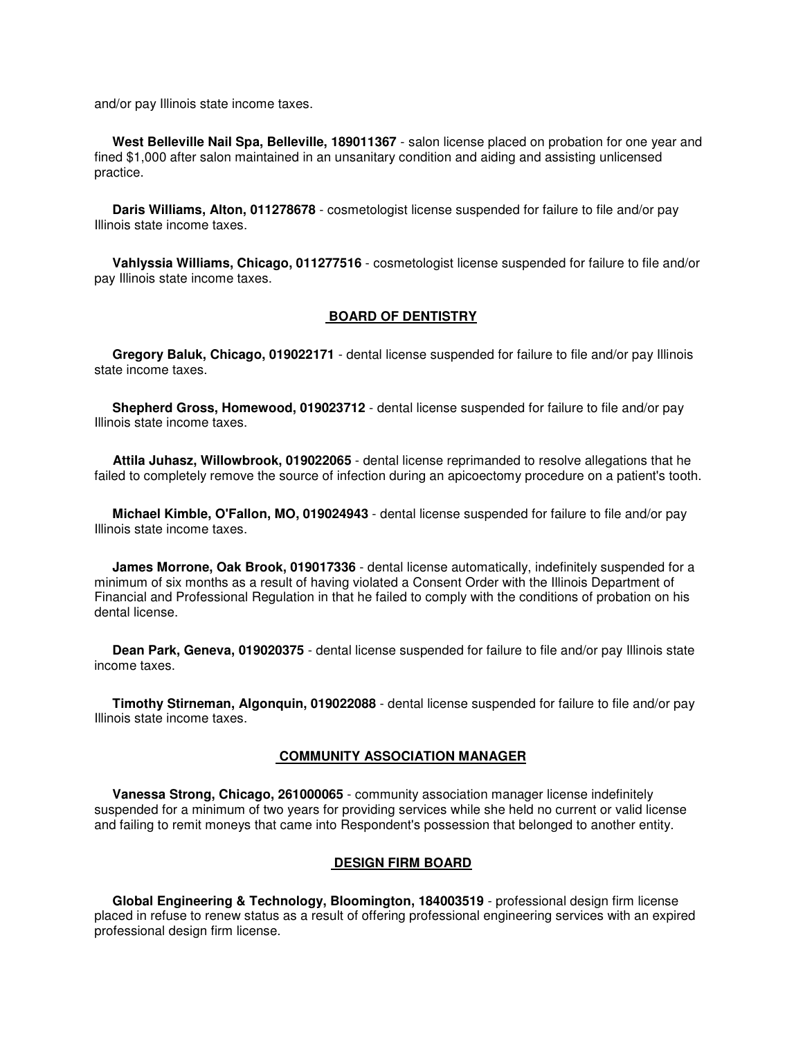and/or pay Illinois state income taxes.

**West Belleville Nail Spa, Belleville, 189011367** - salon license placed on probation for one year and fined $1,000 after salon maintained in an unsanitary condition and aiding and assisting unlicensed practice.

**Daris Williams, Alton, 011278678** - cosmetologist license suspended for failure to file and/or pay Illinois state income taxes.

**Vahlyssia Williams, Chicago, 011277516** - cosmetologist license suspended for failure to file and/or pay Illinois state income taxes.

## BOARD OF DENTISTRY

**Gregory Baluk, Chicago, 019022171** - dental license suspended for failure to file and/or pay Illinois state income taxes.

**Shepherd Gross, Homewood, 019023712** - dental license suspended for failure to file and/or pay Illinois state income taxes.

**Attila Juhasz, Willowbrook, 019022065** - dental license reprimanded to resolve allegations that he failed to completely remove the source of infection during an apicoectomy procedure on a patient's tooth.

**Michael Kimble, O'Fallon, MO, 019024943** - dental license suspended for failure to file and/or pay Illinois state income taxes.

**James Morrone, Oak Brook, 019017336** - dental license automatically, indefinitely suspended for a minimum of six months as a result of having violated a Consent Order with the Illinois Department of Financial and Professional Regulation in that he failed to comply with the conditions of probation on his dental license.

**Dean Park, Geneva, 019020375** - dental license suspended for failure to file and/or pay Illinois state income taxes.

**Timothy Stirneman, Algonquin, 019022088** - dental license suspended for failure to file and/or pay Illinois state income taxes.

## COMMUNITY ASSOCIATION MANAGER

**Vanessa Strong, Chicago, 261000065** - community association manager license indefinitely suspended for a minimum of two years for providing services while she held no current or valid license and failing to remit moneys that came into Respondent's possession that belonged to another entity.

## DESIGN FIRM BOARD

**Global Engineering & Technology, Bloomington, 184003519** - professional design firm license placed in refuse to renew status as a result of offering professional engineering services with an expired professional design firm license.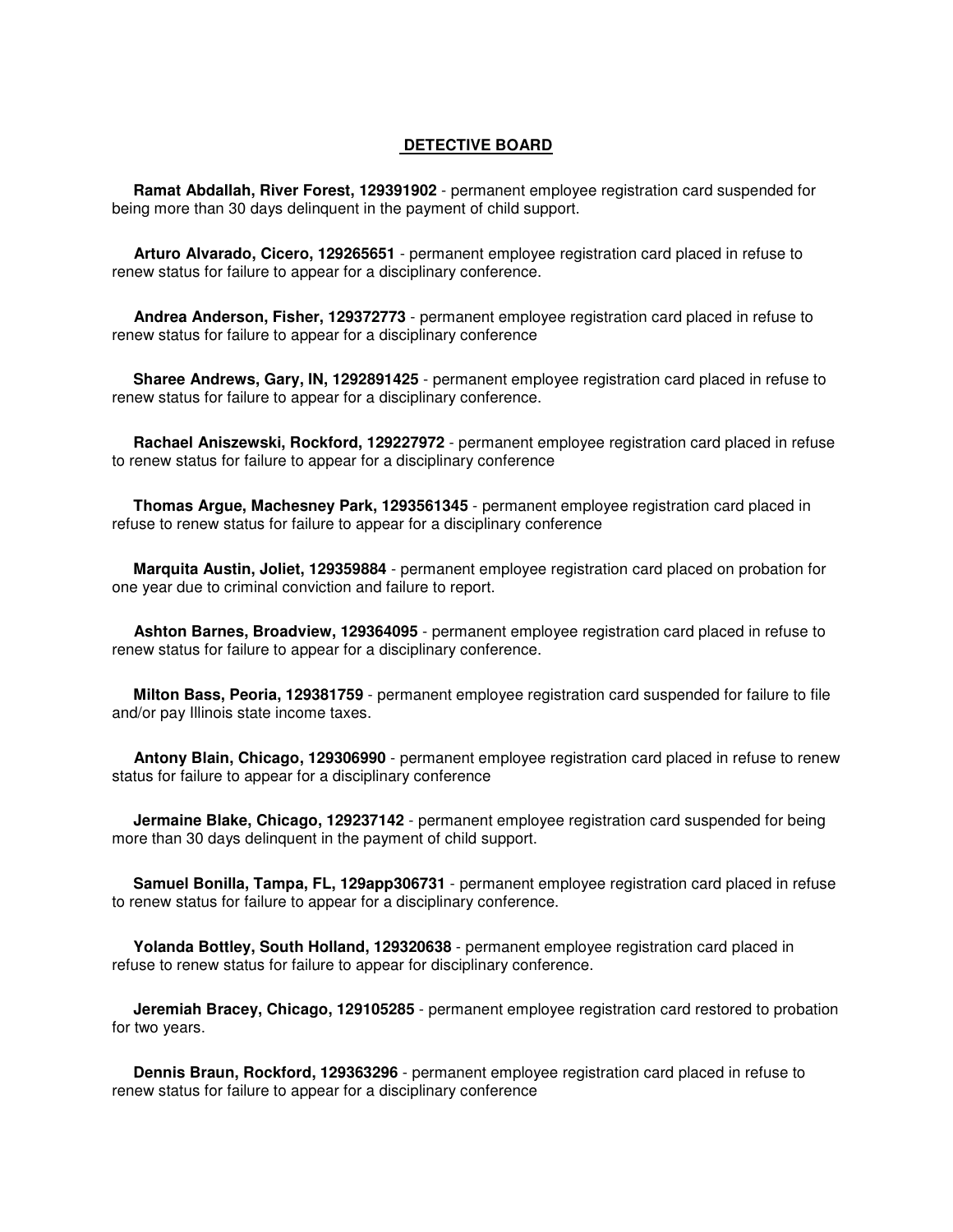## DETECTIVE BOARD

**Ramat Abdallah, River Forest, 129391902** - permanent employee registration card suspended for being more than 30 days delinquent in the payment of child support.

**Arturo Alvarado, Cicero, 129265651** - permanent employee registration card placed in refuse to renew status for failure to appear for a disciplinary conference.

**Andrea Anderson, Fisher, 129372773** - permanent employee registration card placed in refuse to renew status for failure to appear for a disciplinary conference

**Sharee Andrews, Gary, IN, 1292891425** - permanent employee registration card placed in refuse to renew status for failure to appear for a disciplinary conference.

**Rachael Aniszewski, Rockford, 129227972** - permanent employee registration card placed in refuse to renew status for failure to appear for a disciplinary conference

**Thomas Argue, Machesney Park, 1293561345** - permanent employee registration card placed in refuse to renew status for failure to appear for a disciplinary conference

**Marquita Austin, Joliet, 129359884** - permanent employee registration card placed on probation for one year due to criminal conviction and failure to report.

**Ashton Barnes, Broadview, 129364095** - permanent employee registration card placed in refuse to renew status for failure to appear for a disciplinary conference.

**Milton Bass, Peoria, 129381759** - permanent employee registration card suspended for failure to file and/or pay Illinois state income taxes.

**Antony Blain, Chicago, 129306990** - permanent employee registration card placed in refuse to renew status for failure to appear for a disciplinary conference

**Jermaine Blake, Chicago, 129237142** - permanent employee registration card suspended for being more than 30 days delinquent in the payment of child support.

**Samuel Bonilla, Tampa, FL, 129app306731** - permanent employee registration card placed in refuse to renew status for failure to appear for a disciplinary conference.

**Yolanda Bottley, South Holland, 129320638** - permanent employee registration card placed in refuse to renew status for failure to appear for disciplinary conference.

**Jeremiah Bracey, Chicago, 129105285** - permanent employee registration card restored to probation for two years.

**Dennis Braun, Rockford, 129363296** - permanent employee registration card placed in refuse to renew status for failure to appear for a disciplinary conference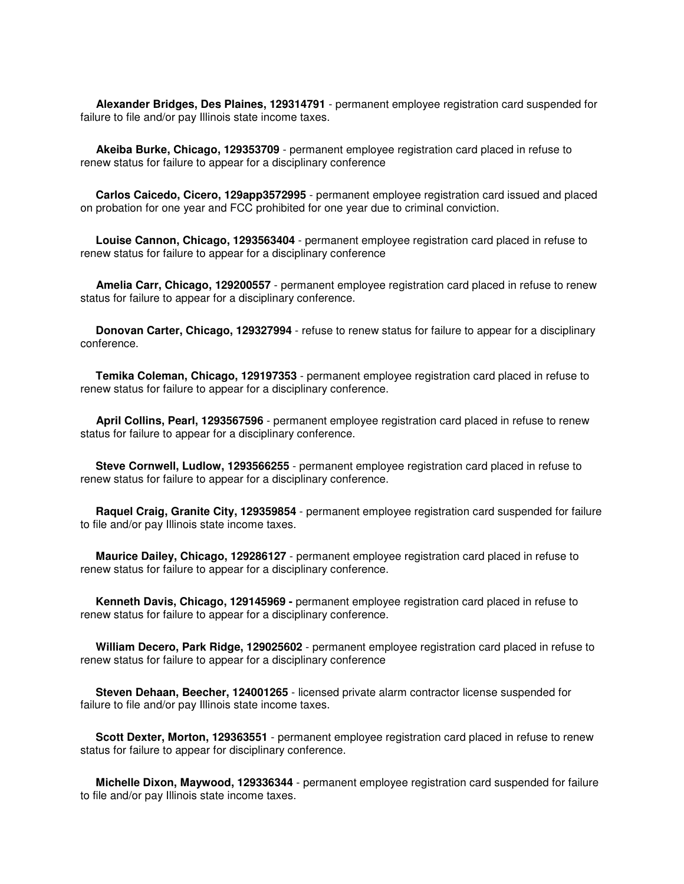**Alexander Bridges, Des Plaines, 129314791** - permanent employee registration card suspended for failure to file and/or pay Illinois state income taxes.

**Akeiba Burke, Chicago, 129353709** - permanent employee registration card placed in refuse to renew status for failure to appear for a disciplinary conference

**Carlos Caicedo, Cicero, 129app3572995** - permanent employee registration card issued and placed on probation for one year and FCC prohibited for one year due to criminal conviction.

**Louise Cannon, Chicago, 1293563404** - permanent employee registration card placed in refuse to renew status for failure to appear for a disciplinary conference

**Amelia Carr, Chicago, 129200557** - permanent employee registration card placed in refuse to renew status for failure to appear for a disciplinary conference.

**Donovan Carter, Chicago, 129327994** - refuse to renew status for failure to appear for a disciplinary conference.

**Temika Coleman, Chicago, 129197353** - permanent employee registration card placed in refuse to renew status for failure to appear for a disciplinary conference.

**April Collins, Pearl, 1293567596** - permanent employee registration card placed in refuse to renew status for failure to appear for a disciplinary conference.

**Steve Cornwell, Ludlow, 1293566255** - permanent employee registration card placed in refuse to renew status for failure to appear for a disciplinary conference.

**Raquel Craig, Granite City, 129359854** - permanent employee registration card suspended for failure to file and/or pay Illinois state income taxes.

**Maurice Dailey, Chicago, 129286127** - permanent employee registration card placed in refuse to renew status for failure to appear for a disciplinary conference.

**Kenneth Davis, Chicago, 129145969 -** permanent employee registration card placed in refuse to renew status for failure to appear for a disciplinary conference.

**William Decero, Park Ridge, 129025602** - permanent employee registration card placed in refuse to renew status for failure to appear for a disciplinary conference

**Steven Dehaan, Beecher, 124001265** - licensed private alarm contractor license suspended for failure to file and/or pay Illinois state income taxes.

**Scott Dexter, Morton, 129363551** - permanent employee registration card placed in refuse to renew status for failure to appear for disciplinary conference.

**Michelle Dixon, Maywood, 129336344** - permanent employee registration card suspended for failure to file and/or pay Illinois state income taxes.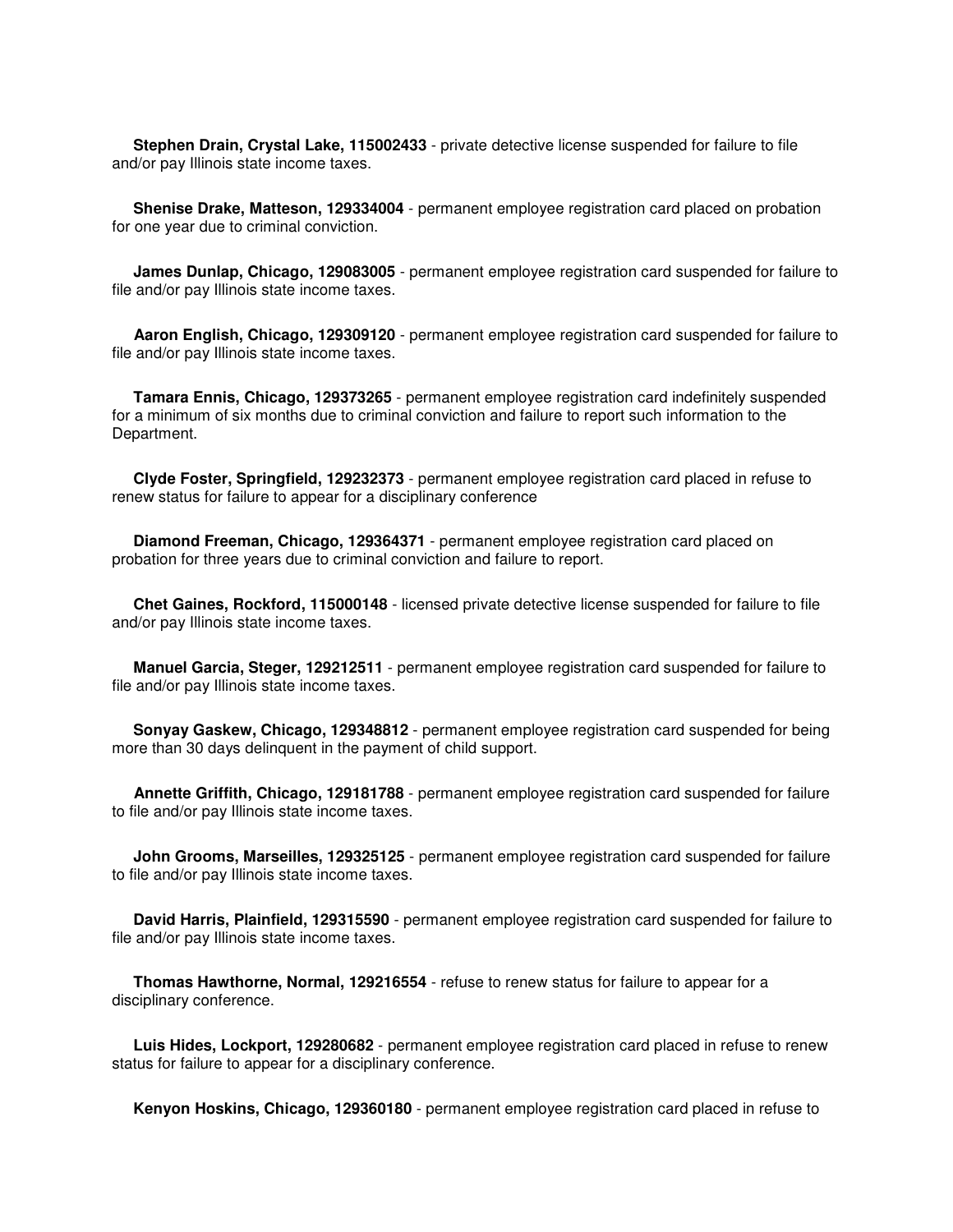**Stephen Drain, Crystal Lake, 115002433** - private detective license suspended for failure to file and/or pay Illinois state income taxes.

**Shenise Drake, Matteson, 129334004** - permanent employee registration card placed on probation for one year due to criminal conviction.

**James Dunlap, Chicago, 129083005** - permanent employee registration card suspended for failure to file and/or pay Illinois state income taxes.

**Aaron English, Chicago, 129309120** - permanent employee registration card suspended for failure to file and/or pay Illinois state income taxes.

**Tamara Ennis, Chicago, 129373265** - permanent employee registration card indefinitely suspended for a minimum of six months due to criminal conviction and failure to report such information to the Department.

**Clyde Foster, Springfield, 129232373** - permanent employee registration card placed in refuse to renew status for failure to appear for a disciplinary conference

**Diamond Freeman, Chicago, 129364371** - permanent employee registration card placed on probation for three years due to criminal conviction and failure to report.

**Chet Gaines, Rockford, 115000148** - licensed private detective license suspended for failure to file and/or pay Illinois state income taxes.

**Manuel Garcia, Steger, 129212511** - permanent employee registration card suspended for failure to file and/or pay Illinois state income taxes.

**Sonyay Gaskew, Chicago, 129348812** - permanent employee registration card suspended for being more than 30 days delinquent in the payment of child support.

**Annette Griffith, Chicago, 129181788** - permanent employee registration card suspended for failure to file and/or pay Illinois state income taxes.

**John Grooms, Marseilles, 129325125** - permanent employee registration card suspended for failure to file and/or pay Illinois state income taxes.

**David Harris, Plainfield, 129315590** - permanent employee registration card suspended for failure to file and/or pay Illinois state income taxes.

**Thomas Hawthorne, Normal, 129216554** - refuse to renew status for failure to appear for a disciplinary conference.

**Luis Hides, Lockport, 129280682** - permanent employee registration card placed in refuse to renew status for failure to appear for a disciplinary conference.

**Kenyon Hoskins, Chicago, 129360180** - permanent employee registration card placed in refuse to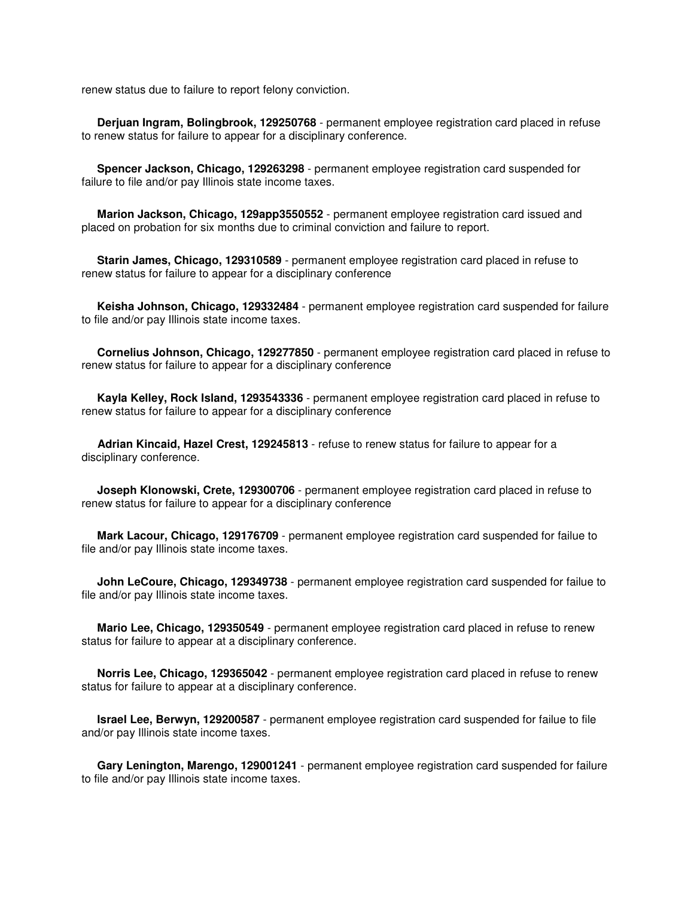renew status due to failure to report felony conviction.

**Derjuan Ingram, Bolingbrook, 129250768** - permanent employee registration card placed in refuse to renew status for failure to appear for a disciplinary conference.

**Spencer Jackson, Chicago, 129263298** - permanent employee registration card suspended for failure to file and/or pay Illinois state income taxes.

**Marion Jackson, Chicago, 129app3550552** - permanent employee registration card issued and placed on probation for six months due to criminal conviction and failure to report.

**Starin James, Chicago, 129310589** - permanent employee registration card placed in refuse to renew status for failure to appear for a disciplinary conference

**Keisha Johnson, Chicago, 129332484** - permanent employee registration card suspended for failure to file and/or pay Illinois state income taxes.

**Cornelius Johnson, Chicago, 129277850** - permanent employee registration card placed in refuse to renew status for failure to appear for a disciplinary conference

**Kayla Kelley, Rock Island, 1293543336** - permanent employee registration card placed in refuse to renew status for failure to appear for a disciplinary conference

**Adrian Kincaid, Hazel Crest, 129245813** - refuse to renew status for failure to appear for a disciplinary conference.

**Joseph Klonowski, Crete, 129300706** - permanent employee registration card placed in refuse to renew status for failure to appear for a disciplinary conference

**Mark Lacour, Chicago, 129176709** - permanent employee registration card suspended for failue to file and/or pay Illinois state income taxes.

**John LeCoure, Chicago, 129349738** - permanent employee registration card suspended for failue to file and/or pay Illinois state income taxes.

**Mario Lee, Chicago, 129350549** - permanent employee registration card placed in refuse to renew status for failure to appear at a disciplinary conference.

**Norris Lee, Chicago, 129365042** - permanent employee registration card placed in refuse to renew status for failure to appear at a disciplinary conference.

**Israel Lee, Berwyn, 129200587** - permanent employee registration card suspended for failue to file and/or pay Illinois state income taxes.

**Gary Lenington, Marengo, 129001241** - permanent employee registration card suspended for failure to file and/or pay Illinois state income taxes.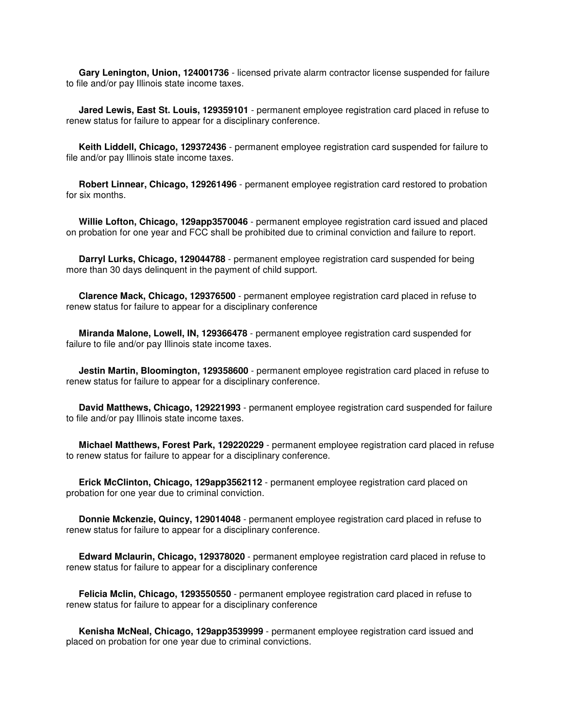**Gary Lenington, Union, 124001736** - licensed private alarm contractor license suspended for failure to file and/or pay Illinois state income taxes.

**Jared Lewis, East St. Louis, 129359101** - permanent employee registration card placed in refuse to renew status for failure to appear for a disciplinary conference.

**Keith Liddell, Chicago, 129372436** - permanent employee registration card suspended for failure to file and/or pay Illinois state income taxes.

**Robert Linnear, Chicago, 129261496** - permanent employee registration card restored to probation for six months.

**Willie Lofton, Chicago, 129app3570046** - permanent employee registration card issued and placed on probation for one year and FCC shall be prohibited due to criminal conviction and failure to report.

**Darryl Lurks, Chicago, 129044788** - permanent employee registration card suspended for being more than 30 days delinquent in the payment of child support.

**Clarence Mack, Chicago, 129376500** - permanent employee registration card placed in refuse to renew status for failure to appear for a disciplinary conference

**Miranda Malone, Lowell, IN, 129366478** - permanent employee registration card suspended for failure to file and/or pay Illinois state income taxes.

**Jestin Martin, Bloomington, 129358600** - permanent employee registration card placed in refuse to renew status for failure to appear for a disciplinary conference.

**David Matthews, Chicago, 129221993** - permanent employee registration card suspended for failure to file and/or pay Illinois state income taxes.

**Michael Matthews, Forest Park, 129220229** - permanent employee registration card placed in refuse to renew status for failure to appear for a disciplinary conference.

**Erick McClinton, Chicago, 129app3562112** - permanent employee registration card placed on probation for one year due to criminal conviction.

**Donnie Mckenzie, Quincy, 129014048** - permanent employee registration card placed in refuse to renew status for failure to appear for a disciplinary conference.

**Edward Mclaurin, Chicago, 129378020** - permanent employee registration card placed in refuse to renew status for failure to appear for a disciplinary conference

**Felicia Mclin, Chicago, 1293550550** - permanent employee registration card placed in refuse to renew status for failure to appear for a disciplinary conference

**Kenisha McNeal, Chicago, 129app3539999** - permanent employee registration card issued and placed on probation for one year due to criminal convictions.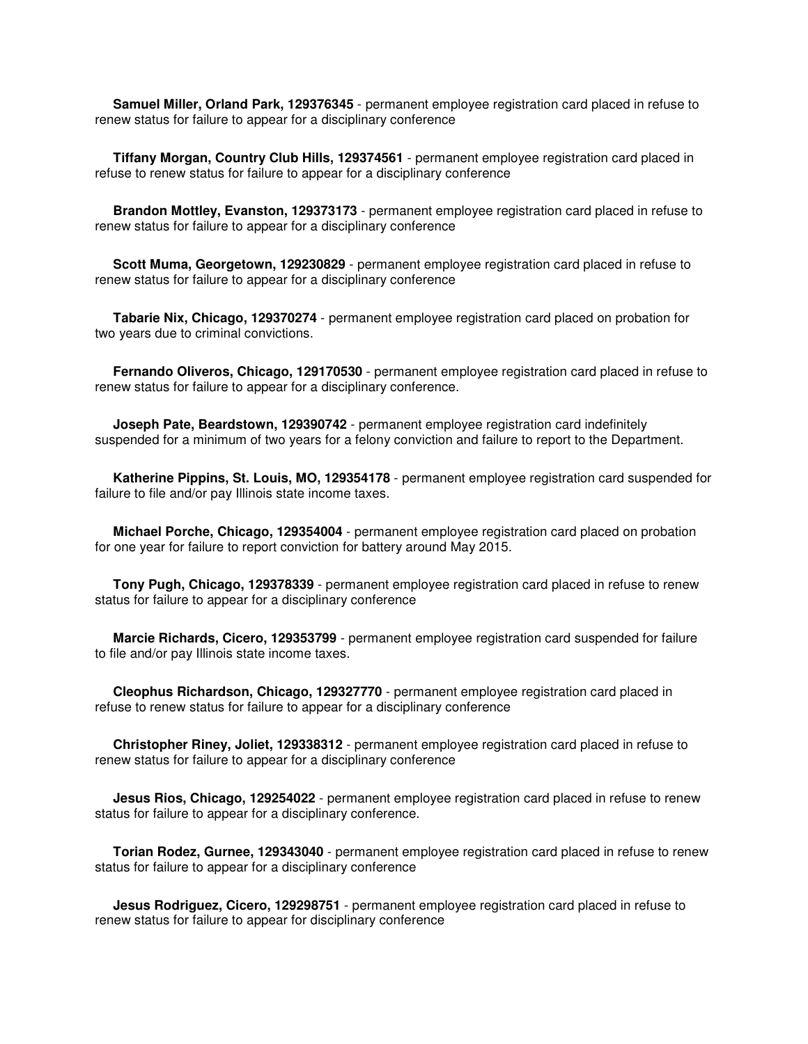**Samuel Miller, Orland Park, 129376345** - permanent employee registration card placed in refuse to renew status for failure to appear for a disciplinary conference

**Tiffany Morgan, Country Club Hills, 129374561** - permanent employee registration card placed in refuse to renew status for failure to appear for a disciplinary conference

**Brandon Mottley, Evanston, 129373173** - permanent employee registration card placed in refuse to renew status for failure to appear for a disciplinary conference

**Scott Muma, Georgetown, 129230829** - permanent employee registration card placed in refuse to renew status for failure to appear for a disciplinary conference

**Tabarie Nix, Chicago, 129370274** - permanent employee registration card placed on probation for two years due to criminal convictions.

**Fernando Oliveros, Chicago, 129170530** - permanent employee registration card placed in refuse to renew status for failure to appear for a disciplinary conference.

**Joseph Pate, Beardstown, 129390742** - permanent employee registration card indefinitely suspended for a minimum of two years for a felony conviction and failure to report to the Department.

**Katherine Pippins, St. Louis, MO, 129354178** - permanent employee registration card suspended for failure to file and/or pay Illinois state income taxes.

**Michael Porche, Chicago, 129354004** - permanent employee registration card placed on probation for one year for failure to report conviction for battery around May 2015.

**Tony Pugh, Chicago, 129378339** - permanent employee registration card placed in refuse to renew status for failure to appear for a disciplinary conference

**Marcie Richards, Cicero, 129353799** - permanent employee registration card suspended for failure to file and/or pay Illinois state income taxes.

**Cleophus Richardson, Chicago, 129327770** - permanent employee registration card placed in refuse to renew status for failure to appear for a disciplinary conference

**Christopher Riney, Joliet, 129338312** - permanent employee registration card placed in refuse to renew status for failure to appear for a disciplinary conference

**Jesus Rios, Chicago, 129254022** - permanent employee registration card placed in refuse to renew status for failure to appear for a disciplinary conference.

**Torian Rodez, Gurnee, 129343040** - permanent employee registration card placed in refuse to renew status for failure to appear for a disciplinary conference

**Jesus Rodriguez, Cicero, 129298751** - permanent employee registration card placed in refuse to renew status for failure to appear for disciplinary conference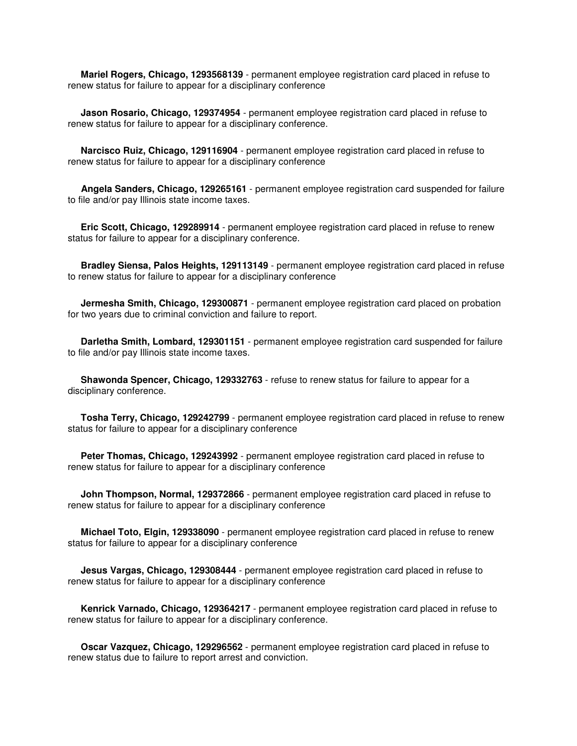**Mariel Rogers, Chicago, 1293568139** - permanent employee registration card placed in refuse to renew status for failure to appear for a disciplinary conference

**Jason Rosario, Chicago, 129374954** - permanent employee registration card placed in refuse to renew status for failure to appear for a disciplinary conference.

**Narcisco Ruiz, Chicago, 129116904** - permanent employee registration card placed in refuse to renew status for failure to appear for a disciplinary conference

**Angela Sanders, Chicago, 129265161** - permanent employee registration card suspended for failure to file and/or pay Illinois state income taxes.

**Eric Scott, Chicago, 129289914** - permanent employee registration card placed in refuse to renew status for failure to appear for a disciplinary conference.

**Bradley Siensa, Palos Heights, 129113149** - permanent employee registration card placed in refuse to renew status for failure to appear for a disciplinary conference

**Jermesha Smith, Chicago, 129300871** - permanent employee registration card placed on probation for two years due to criminal conviction and failure to report.

**Darletha Smith, Lombard, 129301151** - permanent employee registration card suspended for failure to file and/or pay Illinois state income taxes.

**Shawonda Spencer, Chicago, 129332763** - refuse to renew status for failure to appear for a disciplinary conference.

**Tosha Terry, Chicago, 129242799** - permanent employee registration card placed in refuse to renew status for failure to appear for a disciplinary conference

**Peter Thomas, Chicago, 129243992** - permanent employee registration card placed in refuse to renew status for failure to appear for a disciplinary conference

**John Thompson, Normal, 129372866** - permanent employee registration card placed in refuse to renew status for failure to appear for a disciplinary conference

**Michael Toto, Elgin, 129338090** - permanent employee registration card placed in refuse to renew status for failure to appear for a disciplinary conference

**Jesus Vargas, Chicago, 129308444** - permanent employee registration card placed in refuse to renew status for failure to appear for a disciplinary conference

**Kenrick Varnado, Chicago, 129364217** - permanent employee registration card placed in refuse to renew status for failure to appear for a disciplinary conference.

**Oscar Vazquez, Chicago, 129296562** - permanent employee registration card placed in refuse to renew status due to failure to report arrest and conviction.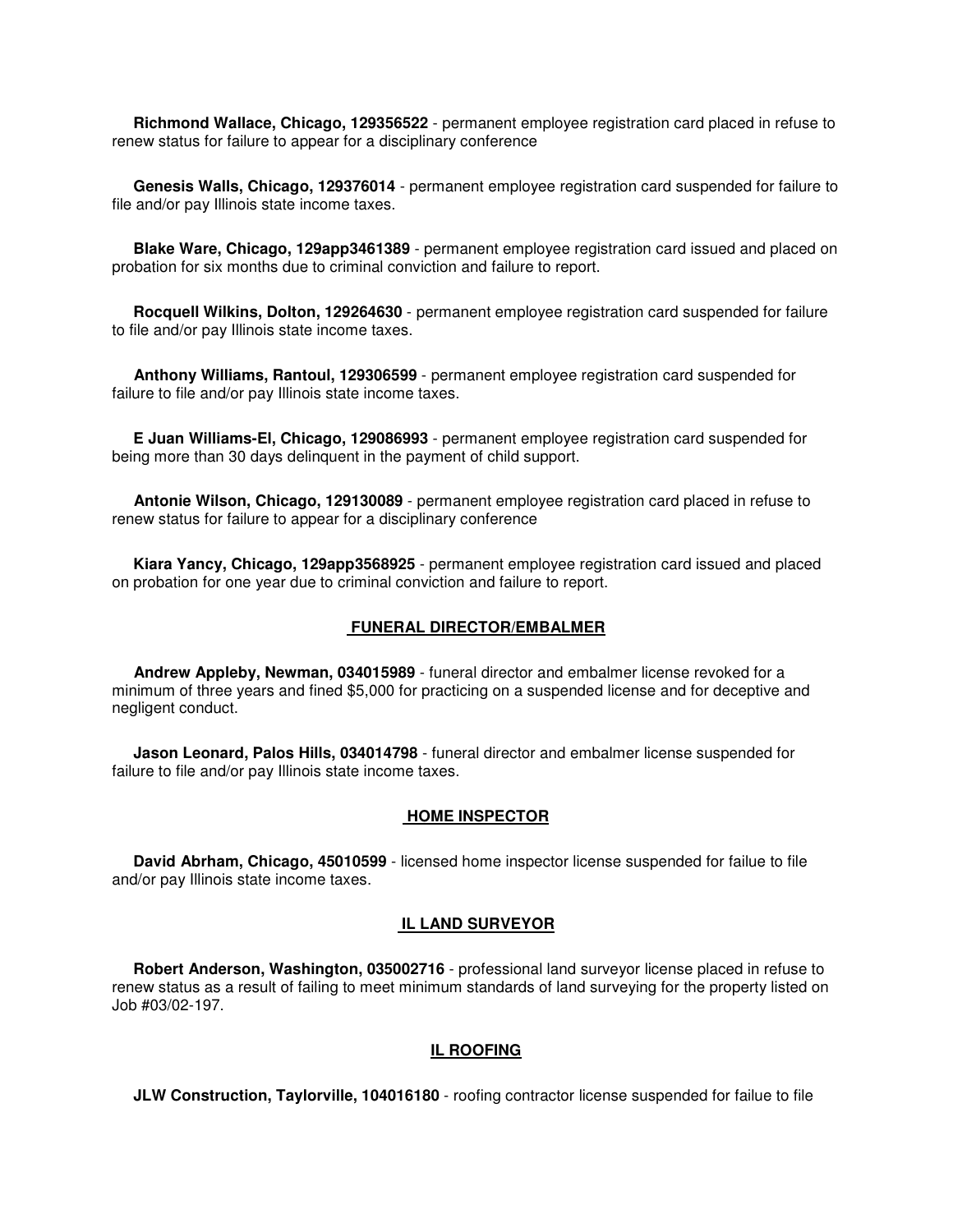**Richmond Wallace, Chicago, 129356522** - permanent employee registration card placed in refuse to renew status for failure to appear for a disciplinary conference

**Genesis Walls, Chicago, 129376014** - permanent employee registration card suspended for failure to file and/or pay Illinois state income taxes.

**Blake Ware, Chicago, 129app3461389** - permanent employee registration card issued and placed on probation for six months due to criminal conviction and failure to report.

**Rocquell Wilkins, Dolton, 129264630** - permanent employee registration card suspended for failure to file and/or pay Illinois state income taxes.

**Anthony Williams, Rantoul, 129306599** - permanent employee registration card suspended for failure to file and/or pay Illinois state income taxes.

**E Juan Williams-El, Chicago, 129086993** - permanent employee registration card suspended for being more than 30 days delinquent in the payment of child support.

**Antonie Wilson, Chicago, 129130089** - permanent employee registration card placed in refuse to renew status for failure to appear for a disciplinary conference

**Kiara Yancy, Chicago, 129app3568925** - permanent employee registration card issued and placed on probation for one year due to criminal conviction and failure to report.

## FUNERAL DIRECTOR/EMBALMER

**Andrew Appleby, Newman, 034015989** - funeral director and embalmer license revoked for a minimum of three years and fined $5,000 for practicing on a suspended license and for deceptive and negligent conduct.

**Jason Leonard, Palos Hills, 034014798** - funeral director and embalmer license suspended for failure to file and/or pay Illinois state income taxes.

## HOME INSPECTOR

**David Abrham, Chicago, 45010599** - licensed home inspector license suspended for failue to file and/or pay Illinois state income taxes.

## IL LAND SURVEYOR

**Robert Anderson, Washington, 035002716** - professional land surveyor license placed in refuse to renew status as a result of failing to meet minimum standards of land surveying for the property listed on Job #03/02-197.

## IL ROOFING

**JLW Construction, Taylorville, 104016180** - roofing contractor license suspended for failue to file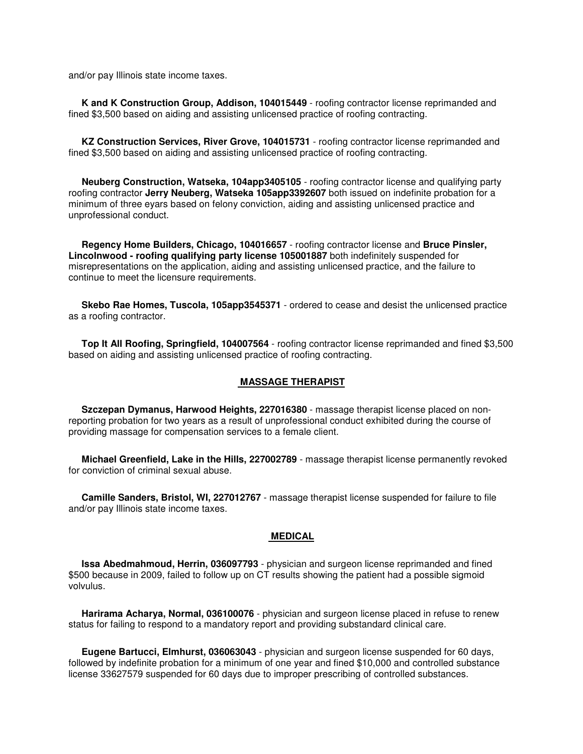and/or pay Illinois state income taxes.

**K and K Construction Group, Addison, 104015449** - roofing contractor license reprimanded and fined $3,500 based on aiding and assisting unlicensed practice of roofing contracting.

**KZ Construction Services, River Grove, 104015731** - roofing contractor license reprimanded and fined $3,500 based on aiding and assisting unlicensed practice of roofing contracting.

**Neuberg Construction, Watseka, 104app3405105** - roofing contractor license and qualifying party roofing contractor **Jerry Neuberg, Watseka 105app3392607** both issued on indefinite probation for a minimum of three eyars based on felony conviction, aiding and assisting unlicensed practice and unprofessional conduct.

**Regency Home Builders, Chicago, 104016657** - roofing contractor license and **Bruce Pinsler, Lincolnwood - roofing qualifying party license 105001887** both indefinitely suspended for misrepresentations on the application, aiding and assisting unlicensed practice, and the failure to continue to meet the licensure requirements.

**Skebo Rae Homes, Tuscola, 105app3545371** - ordered to cease and desist the unlicensed practice as a roofing contractor.

**Top It All Roofing, Springfield, 104007564** - roofing contractor license reprimanded and fined $3,500 based on aiding and assisting unlicensed practice of roofing contracting.

## MASSAGE THERAPIST

**Szczepan Dymanus, Harwood Heights, 227016380** - massage therapist license placed on non-reporting probation for two years as a result of unprofessional conduct exhibited during the course of providing massage for compensation services to a female client.

**Michael Greenfield, Lake in the Hills, 227002789** - massage therapist license permanently revoked for conviction of criminal sexual abuse.

**Camille Sanders, Bristol, WI, 227012767** - massage therapist license suspended for failure to file and/or pay Illinois state income taxes.

## MEDICAL

**Issa Abedmahmoud, Herrin, 036097793** - physician and surgeon license reprimanded and fined $500 because in 2009, failed to follow up on CT results showing the patient had a possible sigmoid volvulus.

**Harirama Acharya, Normal, 036100076** - physician and surgeon license placed in refuse to renew status for failing to respond to a mandatory report and providing substandard clinical care.

**Eugene Bartucci, Elmhurst, 036063043** - physician and surgeon license suspended for 60 days, followed by indefinite probation for a minimum of one year and fined $10,000 and controlled substance license 33627579 suspended for 60 days due to improper prescribing of controlled substances.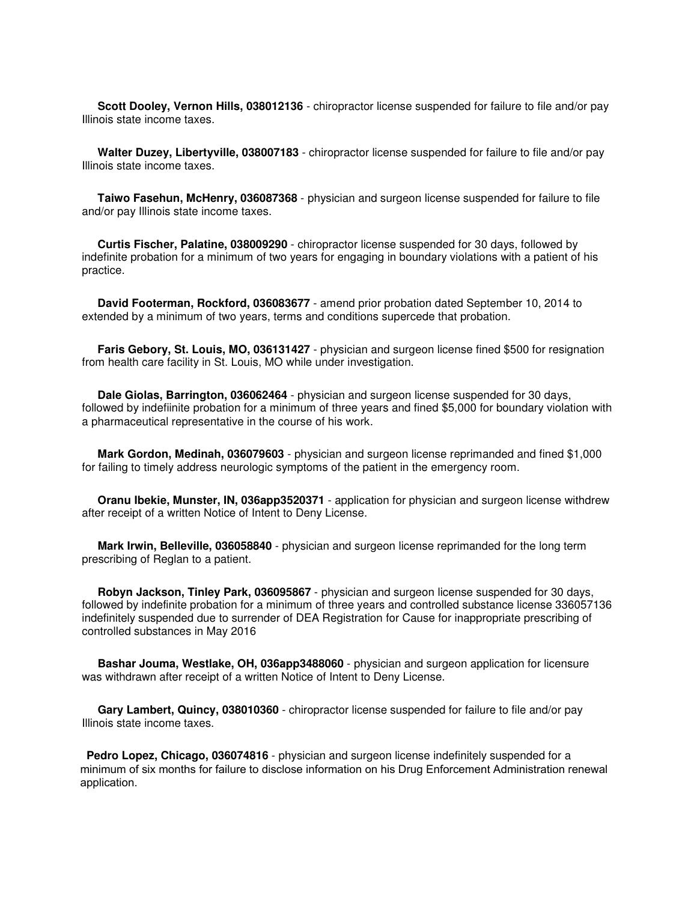**Scott Dooley, Vernon Hills, 038012136** - chiropractor license suspended for failure to file and/or pay Illinois state income taxes.

**Walter Duzey, Libertyville, 038007183** - chiropractor license suspended for failure to file and/or pay Illinois state income taxes.

**Taiwo Fasehun, McHenry, 036087368** - physician and surgeon license suspended for failure to file and/or pay Illinois state income taxes.

**Curtis Fischer, Palatine, 038009290** - chiropractor license suspended for 30 days, followed by indefinite probation for a minimum of two years for engaging in boundary violations with a patient of his practice.

**David Footerman, Rockford, 036083677** - amend prior probation dated September 10, 2014 to extended by a minimum of two years, terms and conditions supercede that probation.

**Faris Gebory, St. Louis, MO, 036131427** - physician and surgeon license fined $500 for resignation from health care facility in St. Louis, MO while under investigation.

**Dale Giolas, Barrington, 036062464** - physician and surgeon license suspended for 30 days, followed by indefiinite probation for a minimum of three years and fined $5,000 for boundary violation with a pharmaceutical representative in the course of his work.

**Mark Gordon, Medinah, 036079603** - physician and surgeon license reprimanded and fined $1,000 for failing to timely address neurologic symptoms of the patient in the emergency room.

**Oranu Ibekie, Munster, IN, 036app3520371** - application for physician and surgeon license withdrew after receipt of a written Notice of Intent to Deny License.

**Mark Irwin, Belleville, 036058840** - physician and surgeon license reprimanded for the long term prescribing of Reglan to a patient.

**Robyn Jackson, Tinley Park, 036095867** - physician and surgeon license suspended for 30 days, followed by indefinite probation for a minimum of three years and controlled substance license 336057136 indefinitely suspended due to surrender of DEA Registration for Cause for inappropriate prescribing of controlled substances in May 2016

**Bashar Jouma, Westlake, OH, 036app3488060** - physician and surgeon application for licensure was withdrawn after receipt of a written Notice of Intent to Deny License.

**Gary Lambert, Quincy, 038010360** - chiropractor license suspended for failure to file and/or pay Illinois state income taxes.

**Pedro Lopez, Chicago, 036074816** - physician and surgeon license indefinitely suspended for a minimum of six months for failure to disclose information on his Drug Enforcement Administration renewal application.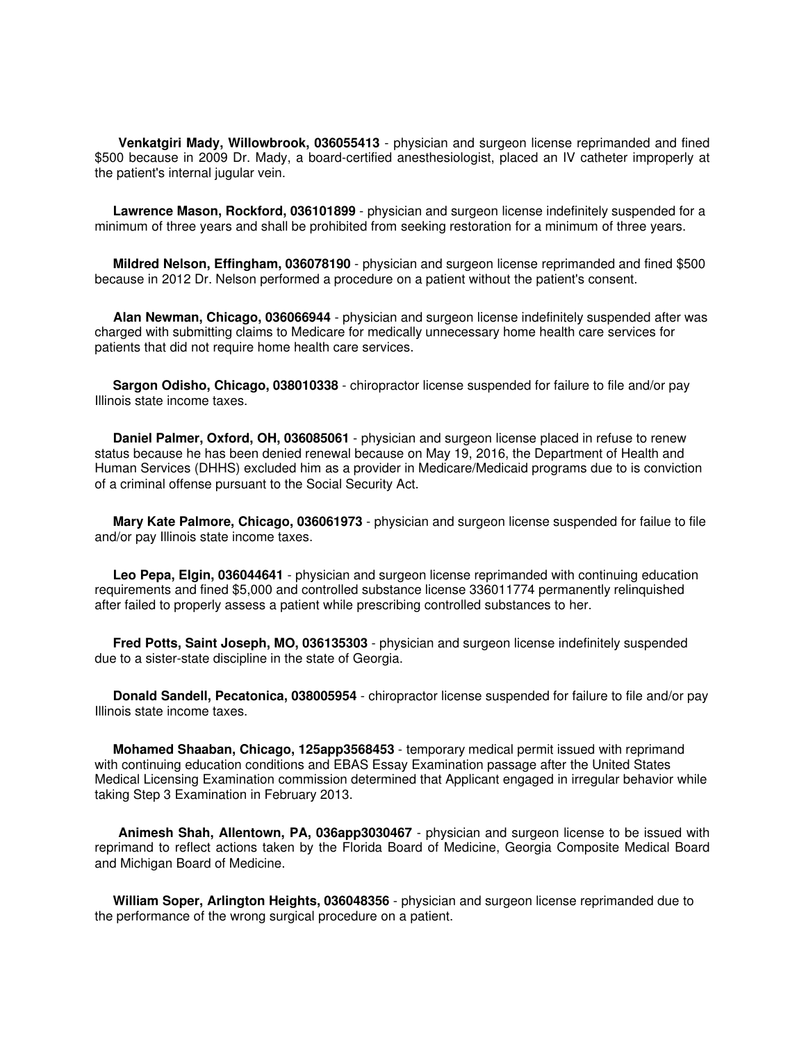**Venkatgiri Mady, Willowbrook, 036055413** - physician and surgeon license reprimanded and fined $500 because in 2009 Dr. Mady, a board-certified anesthesiologist, placed an IV catheter improperly at the patient's internal jugular vein.

**Lawrence Mason, Rockford, 036101899** - physician and surgeon license indefinitely suspended for a minimum of three years and shall be prohibited from seeking restoration for a minimum of three years.

**Mildred Nelson, Effingham, 036078190** - physician and surgeon license reprimanded and fined $500 because in 2012 Dr. Nelson performed a procedure on a patient without the patient's consent.

**Alan Newman, Chicago, 036066944** - physician and surgeon license indefinitely suspended after was charged with submitting claims to Medicare for medically unnecessary home health care services for patients that did not require home health care services.

**Sargon Odisho, Chicago, 038010338** - chiropractor license suspended for failure to file and/or pay Illinois state income taxes.

**Daniel Palmer, Oxford, OH, 036085061** - physician and surgeon license placed in refuse to renew status because he has been denied renewal because on May 19, 2016, the Department of Health and Human Services (DHHS) excluded him as a provider in Medicare/Medicaid programs due to is conviction of a criminal offense pursuant to the Social Security Act.

**Mary Kate Palmore, Chicago, 036061973** - physician and surgeon license suspended for failue to file and/or pay Illinois state income taxes.

**Leo Pepa, Elgin, 036044641** - physician and surgeon license reprimanded with continuing education requirements and fined $5,000 and controlled substance license 336011774 permanently relinquished after failed to properly assess a patient while prescribing controlled substances to her.

**Fred Potts, Saint Joseph, MO, 036135303** - physician and surgeon license indefinitely suspended due to a sister-state discipline in the state of Georgia.

**Donald Sandell, Pecatonica, 038005954** - chiropractor license suspended for failure to file and/or pay Illinois state income taxes.

**Mohamed Shaaban, Chicago, 125app3568453** - temporary medical permit issued with reprimand with continuing education conditions and EBAS Essay Examination passage after the United States Medical Licensing Examination commission determined that Applicant engaged in irregular behavior while taking Step 3 Examination in February 2013.

**Animesh Shah, Allentown, PA, 036app3030467** - physician and surgeon license to be issued with reprimand to reflect actions taken by the Florida Board of Medicine, Georgia Composite Medical Board and Michigan Board of Medicine.

**William Soper, Arlington Heights, 036048356** - physician and surgeon license reprimanded due to the performance of the wrong surgical procedure on a patient.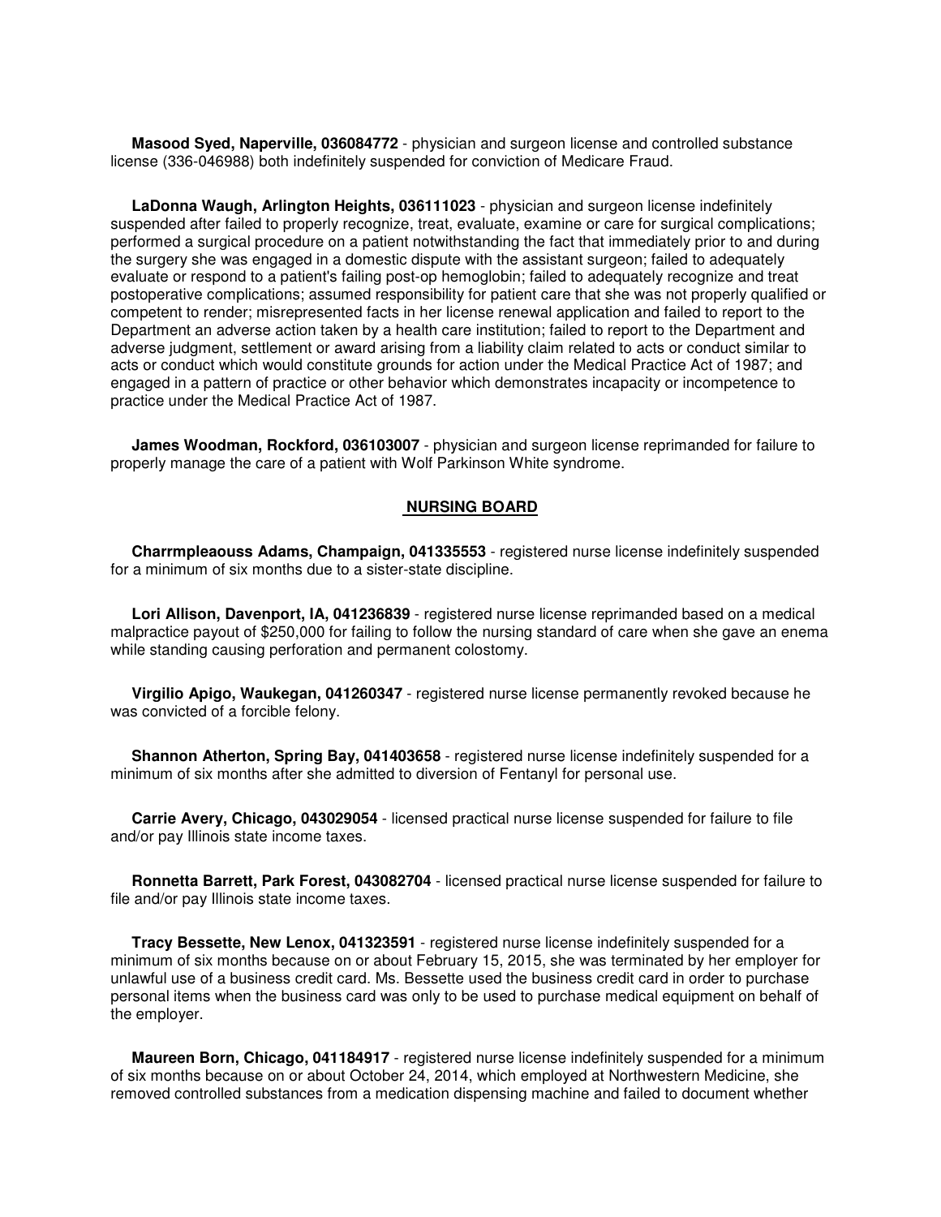**Masood Syed, Naperville, 036084772** - physician and surgeon license and controlled substance license (336-046988) both indefinitely suspended for conviction of Medicare Fraud.

**LaDonna Waugh, Arlington Heights, 036111023** - physician and surgeon license indefinitely suspended after failed to properly recognize, treat, evaluate, examine or care for surgical complications; performed a surgical procedure on a patient notwithstanding the fact that immediately prior to and during the surgery she was engaged in a domestic dispute with the assistant surgeon; failed to adequately evaluate or respond to a patient's failing post-op hemoglobin; failed to adequately recognize and treat postoperative complications; assumed responsibility for patient care that she was not properly qualified or competent to render; misrepresented facts in her license renewal application and failed to report to the Department an adverse action taken by a health care institution; failed to report to the Department and adverse judgment, settlement or award arising from a liability claim related to acts or conduct similar to acts or conduct which would constitute grounds for action under the Medical Practice Act of 1987; and engaged in a pattern of practice or other behavior which demonstrates incapacity or incompetence to practice under the Medical Practice Act of 1987.

**James Woodman, Rockford, 036103007** - physician and surgeon license reprimanded for failure to properly manage the care of a patient with Wolf Parkinson White syndrome.

## NURSING BOARD

**Charrmpleaouss Adams, Champaign, 041335553** - registered nurse license indefinitely suspended for a minimum of six months due to a sister-state discipline.

**Lori Allison, Davenport, IA, 041236839** - registered nurse license reprimanded based on a medical malpractice payout of $250,000 for failing to follow the nursing standard of care when she gave an enema while standing causing perforation and permanent colostomy.

**Virgilio Apigo, Waukegan, 041260347** - registered nurse license permanently revoked because he was convicted of a forcible felony.

**Shannon Atherton, Spring Bay, 041403658** - registered nurse license indefinitely suspended for a minimum of six months after she admitted to diversion of Fentanyl for personal use.

**Carrie Avery, Chicago, 043029054** - licensed practical nurse license suspended for failure to file and/or pay Illinois state income taxes.

**Ronnetta Barrett, Park Forest, 043082704** - licensed practical nurse license suspended for failure to file and/or pay Illinois state income taxes.

**Tracy Bessette, New Lenox, 041323591** - registered nurse license indefinitely suspended for a minimum of six months because on or about February 15, 2015, she was terminated by her employer for unlawful use of a business credit card. Ms. Bessette used the business credit card in order to purchase personal items when the business card was only to be used to purchase medical equipment on behalf of the employer.

**Maureen Born, Chicago, 041184917** - registered nurse license indefinitely suspended for a minimum of six months because on or about October 24, 2014, which employed at Northwestern Medicine, she removed controlled substances from a medication dispensing machine and failed to document whether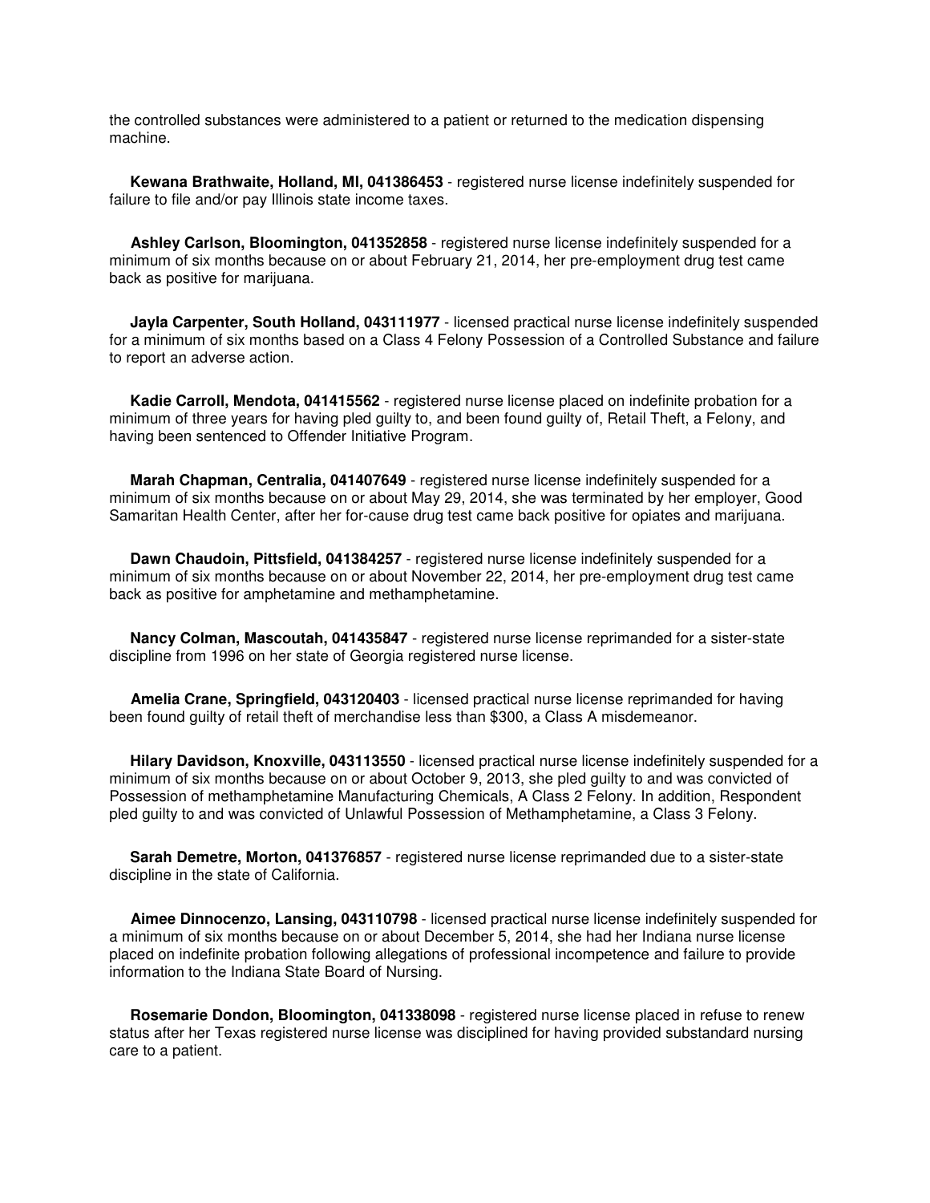the controlled substances were administered to a patient or returned to the medication dispensing machine.

**Kewana Brathwaite, Holland, MI, 041386453** - registered nurse license indefinitely suspended for failure to file and/or pay Illinois state income taxes.

**Ashley Carlson, Bloomington, 041352858** - registered nurse license indefinitely suspended for a minimum of six months because on or about February 21, 2014, her pre-employment drug test came back as positive for marijuana.

**Jayla Carpenter, South Holland, 043111977** - licensed practical nurse license indefinitely suspended for a minimum of six months based on a Class 4 Felony Possession of a Controlled Substance and failure to report an adverse action.

**Kadie Carroll, Mendota, 041415562** - registered nurse license placed on indefinite probation for a minimum of three years for having pled guilty to, and been found guilty of, Retail Theft, a Felony, and having been sentenced to Offender Initiative Program.

**Marah Chapman, Centralia, 041407649** - registered nurse license indefinitely suspended for a minimum of six months because on or about May 29, 2014, she was terminated by her employer, Good Samaritan Health Center, after her for-cause drug test came back positive for opiates and marijuana.

**Dawn Chaudoin, Pittsfield, 041384257** - registered nurse license indefinitely suspended for a minimum of six months because on or about November 22, 2014, her pre-employment drug test came back as positive for amphetamine and methamphetamine.

**Nancy Colman, Mascoutah, 041435847** - registered nurse license reprimanded for a sister-state discipline from 1996 on her state of Georgia registered nurse license.

**Amelia Crane, Springfield, 043120403** - licensed practical nurse license reprimanded for having been found guilty of retail theft of merchandise less than $300, a Class A misdemeanor.

**Hilary Davidson, Knoxville, 043113550** - licensed practical nurse license indefinitely suspended for a minimum of six months because on or about October 9, 2013, she pled guilty to and was convicted of Possession of methamphetamine Manufacturing Chemicals, A Class 2 Felony. In addition, Respondent pled guilty to and was convicted of Unlawful Possession of Methamphetamine, a Class 3 Felony.

**Sarah Demetre, Morton, 041376857** - registered nurse license reprimanded due to a sister-state discipline in the state of California.

**Aimee Dinnocenzo, Lansing, 043110798** - licensed practical nurse license indefinitely suspended for a minimum of six months because on or about December 5, 2014, she had her Indiana nurse license placed on indefinite probation following allegations of professional incompetence and failure to provide information to the Indiana State Board of Nursing.

**Rosemarie Dondon, Bloomington, 041338098** - registered nurse license placed in refuse to renew status after her Texas registered nurse license was disciplined for having provided substandard nursing care to a patient.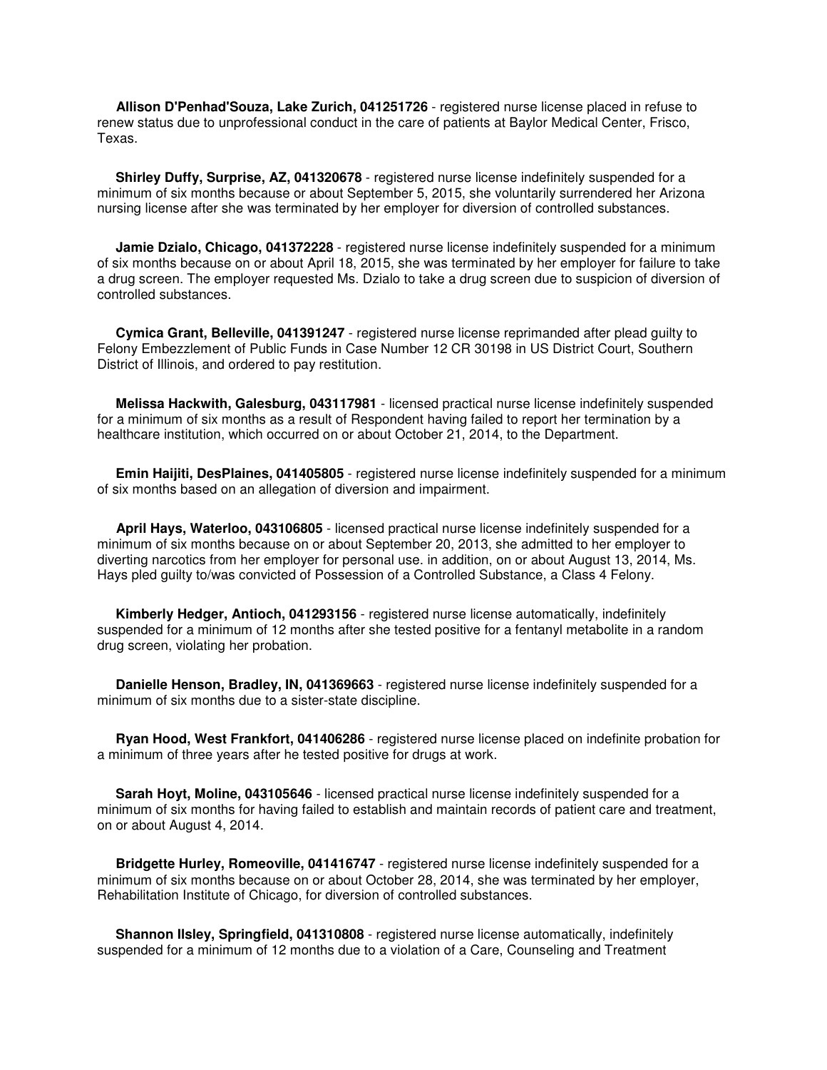**Allison D'Penhad'Souza, Lake Zurich, 041251726** - registered nurse license placed in refuse to renew status due to unprofessional conduct in the care of patients at Baylor Medical Center, Frisco, Texas.

**Shirley Duffy, Surprise, AZ, 041320678** - registered nurse license indefinitely suspended for a minimum of six months because or about September 5, 2015, she voluntarily surrendered her Arizona nursing license after she was terminated by her employer for diversion of controlled substances.

**Jamie Dzialo, Chicago, 041372228** - registered nurse license indefinitely suspended for a minimum of six months because on or about April 18, 2015, she was terminated by her employer for failure to take a drug screen. The employer requested Ms. Dzialo to take a drug screen due to suspicion of diversion of controlled substances.

**Cymica Grant, Belleville, 041391247** - registered nurse license reprimanded after plead guilty to Felony Embezzlement of Public Funds in Case Number 12 CR 30198 in US District Court, Southern District of Illinois, and ordered to pay restitution.

**Melissa Hackwith, Galesburg, 043117981** - licensed practical nurse license indefinitely suspended for a minimum of six months as a result of Respondent having failed to report her termination by a healthcare institution, which occurred on or about October 21, 2014, to the Department.

**Emin Haijiti, DesPlaines, 041405805** - registered nurse license indefinitely suspended for a minimum of six months based on an allegation of diversion and impairment.

**April Hays, Waterloo, 043106805** - licensed practical nurse license indefinitely suspended for a minimum of six months because on or about September 20, 2013, she admitted to her employer to diverting narcotics from her employer for personal use. in addition, on or about August 13, 2014, Ms. Hays pled guilty to/was convicted of Possession of a Controlled Substance, a Class 4 Felony.

**Kimberly Hedger, Antioch, 041293156** - registered nurse license automatically, indefinitely suspended for a minimum of 12 months after she tested positive for a fentanyl metabolite in a random drug screen, violating her probation.

**Danielle Henson, Bradley, IN, 041369663** - registered nurse license indefinitely suspended for a minimum of six months due to a sister-state discipline.

**Ryan Hood, West Frankfort, 041406286** - registered nurse license placed on indefinite probation for a minimum of three years after he tested positive for drugs at work.

**Sarah Hoyt, Moline, 043105646** - licensed practical nurse license indefinitely suspended for a minimum of six months for having failed to establish and maintain records of patient care and treatment, on or about August 4, 2014.

**Bridgette Hurley, Romeoville, 041416747** - registered nurse license indefinitely suspended for a minimum of six months because on or about October 28, 2014, she was terminated by her employer, Rehabilitation Institute of Chicago, for diversion of controlled substances.

**Shannon Ilsley, Springfield, 041310808** - registered nurse license automatically, indefinitely suspended for a minimum of 12 months due to a violation of a Care, Counseling and Treatment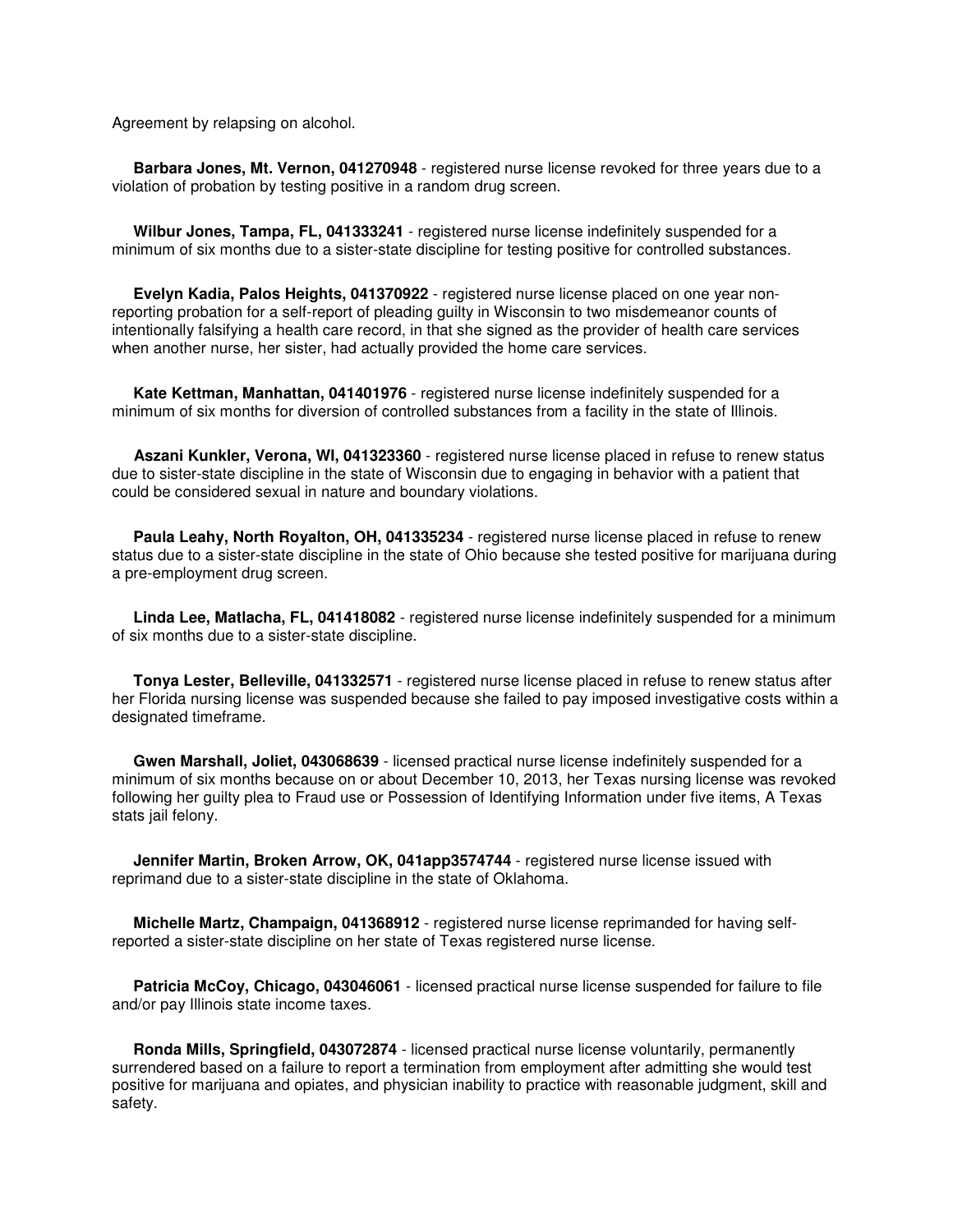Agreement by relapsing on alcohol.

**Barbara Jones, Mt. Vernon, 041270948** - registered nurse license revoked for three years due to a violation of probation by testing positive in a random drug screen.

**Wilbur Jones, Tampa, FL, 041333241** - registered nurse license indefinitely suspended for a minimum of six months due to a sister-state discipline for testing positive for controlled substances.

**Evelyn Kadia, Palos Heights, 041370922** - registered nurse license placed on one year non-reporting probation for a self-report of pleading guilty in Wisconsin to two misdemeanor counts of intentionally falsifying a health care record, in that she signed as the provider of health care services when another nurse, her sister, had actually provided the home care services.

**Kate Kettman, Manhattan, 041401976** - registered nurse license indefinitely suspended for a minimum of six months for diversion of controlled substances from a facility in the state of Illinois.

**Aszani Kunkler, Verona, WI, 041323360** - registered nurse license placed in refuse to renew status due to sister-state discipline in the state of Wisconsin due to engaging in behavior with a patient that could be considered sexual in nature and boundary violations.

**Paula Leahy, North Royalton, OH, 041335234** - registered nurse license placed in refuse to renew status due to a sister-state discipline in the state of Ohio because she tested positive for marijuana during a pre-employment drug screen.

**Linda Lee, Matlacha, FL, 041418082** - registered nurse license indefinitely suspended for a minimum of six months due to a sister-state discipline.

**Tonya Lester, Belleville, 041332571** - registered nurse license placed in refuse to renew status after her Florida nursing license was suspended because she failed to pay imposed investigative costs within a designated timeframe.

**Gwen Marshall, Joliet, 043068639** - licensed practical nurse license indefinitely suspended for a minimum of six months because on or about December 10, 2013, her Texas nursing license was revoked following her guilty plea to Fraud use or Possession of Identifying Information under five items, A Texas stats jail felony.

**Jennifer Martin, Broken Arrow, OK, 041app3574744** - registered nurse license issued with reprimand due to a sister-state discipline in the state of Oklahoma.

**Michelle Martz, Champaign, 041368912** - registered nurse license reprimanded for having self-reported a sister-state discipline on her state of Texas registered nurse license.

**Patricia McCoy, Chicago, 043046061** - licensed practical nurse license suspended for failure to file and/or pay Illinois state income taxes.

**Ronda Mills, Springfield, 043072874** - licensed practical nurse license voluntarily, permanently surrendered based on a failure to report a termination from employment after admitting she would test positive for marijuana and opiates, and physician inability to practice with reasonable judgment, skill and safety.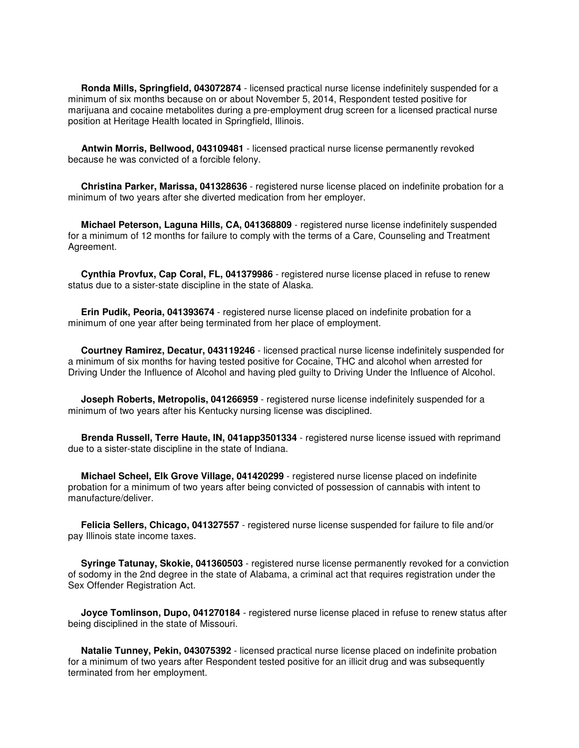**Ronda Mills, Springfield, 043072874** - licensed practical nurse license indefinitely suspended for a minimum of six months because on or about November 5, 2014, Respondent tested positive for marijuana and cocaine metabolites during a pre-employment drug screen for a licensed practical nurse position at Heritage Health located in Springfield, Illinois.

**Antwin Morris, Bellwood, 043109481** - licensed practical nurse license permanently revoked because he was convicted of a forcible felony.

**Christina Parker, Marissa, 041328636** - registered nurse license placed on indefinite probation for a minimum of two years after she diverted medication from her employer.

**Michael Peterson, Laguna Hills, CA, 041368809** - registered nurse license indefinitely suspended for a minimum of 12 months for failure to comply with the terms of a Care, Counseling and Treatment Agreement.

**Cynthia Provfux, Cap Coral, FL, 041379986** - registered nurse license placed in refuse to renew status due to a sister-state discipline in the state of Alaska.

**Erin Pudik, Peoria, 041393674** - registered nurse license placed on indefinite probation for a minimum of one year after being terminated from her place of employment.

**Courtney Ramirez, Decatur, 043119246** - licensed practical nurse license indefinitely suspended for a minimum of six months for having tested positive for Cocaine, THC and alcohol when arrested for Driving Under the Influence of Alcohol and having pled guilty to Driving Under the Influence of Alcohol.

**Joseph Roberts, Metropolis, 041266959** - registered nurse license indefinitely suspended for a minimum of two years after his Kentucky nursing license was disciplined.

**Brenda Russell, Terre Haute, IN, 041app3501334** - registered nurse license issued with reprimand due to a sister-state discipline in the state of Indiana.

**Michael Scheel, Elk Grove Village, 041420299** - registered nurse license placed on indefinite probation for a minimum of two years after being convicted of possession of cannabis with intent to manufacture/deliver.

**Felicia Sellers, Chicago, 041327557** - registered nurse license suspended for failure to file and/or pay Illinois state income taxes.

**Syringe Tatunay, Skokie, 041360503** - registered nurse license permanently revoked for a conviction of sodomy in the 2nd degree in the state of Alabama, a criminal act that requires registration under the Sex Offender Registration Act.

**Joyce Tomlinson, Dupo, 041270184** - registered nurse license placed in refuse to renew status after being disciplined in the state of Missouri.

**Natalie Tunney, Pekin, 043075392** - licensed practical nurse license placed on indefinite probation for a minimum of two years after Respondent tested positive for an illicit drug and was subsequently terminated from her employment.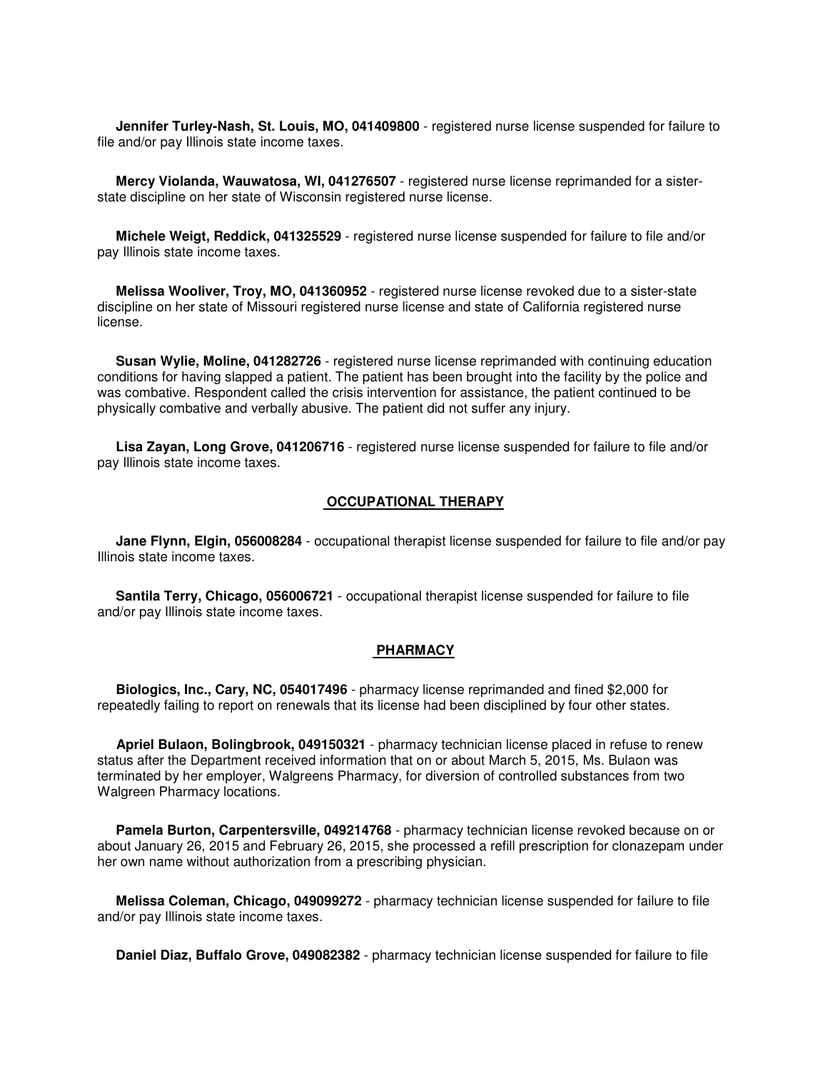**Jennifer Turley-Nash, St. Louis, MO, 041409800** - registered nurse license suspended for failure to file and/or pay Illinois state income taxes.

**Mercy Violanda, Wauwatosa, WI, 041276507** - registered nurse license reprimanded for a sister-state discipline on her state of Wisconsin registered nurse license.

**Michele Weigt, Reddick, 041325529** - registered nurse license suspended for failure to file and/or pay Illinois state income taxes.

**Melissa Wooliver, Troy, MO, 041360952** - registered nurse license revoked due to a sister-state discipline on her state of Missouri registered nurse license and state of California registered nurse license.

**Susan Wylie, Moline, 041282726** - registered nurse license reprimanded with continuing education conditions for having slapped a patient. The patient has been brought into the facility by the police and was combative. Respondent called the crisis intervention for assistance, the patient continued to be physically combative and verbally abusive. The patient did not suffer any injury.

**Lisa Zayan, Long Grove, 041206716** - registered nurse license suspended for failure to file and/or pay Illinois state income taxes.

## OCCUPATIONAL THERAPY

**Jane Flynn, Elgin, 056008284** - occupational therapist license suspended for failure to file and/or pay Illinois state income taxes.

**Santila Terry, Chicago, 056006721** - occupational therapist license suspended for failure to file and/or pay Illinois state income taxes.

## PHARMACY

**Biologics, Inc., Cary, NC, 054017496** - pharmacy license reprimanded and fined $2,000 for repeatedly failing to report on renewals that its license had been disciplined by four other states.

**Apriel Bulaon, Bolingbrook, 049150321** - pharmacy technician license placed in refuse to renew status after the Department received information that on or about March 5, 2015, Ms. Bulaon was terminated by her employer, Walgreens Pharmacy, for diversion of controlled substances from two Walgreen Pharmacy locations.

**Pamela Burton, Carpentersville, 049214768** - pharmacy technician license revoked because on or about January 26, 2015 and February 26, 2015, she processed a refill prescription for clonazepam under her own name without authorization from a prescribing physician.

**Melissa Coleman, Chicago, 049099272** - pharmacy technician license suspended for failure to file and/or pay Illinois state income taxes.

**Daniel Diaz, Buffalo Grove, 049082382** - pharmacy technician license suspended for failure to file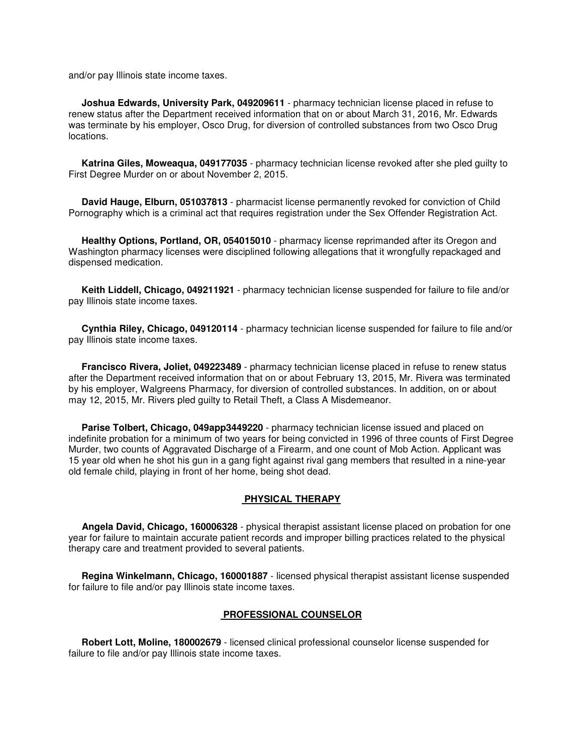and/or pay Illinois state income taxes.

**Joshua Edwards, University Park, 049209611** - pharmacy technician license placed in refuse to renew status after the Department received information that on or about March 31, 2016, Mr. Edwards was terminate by his employer, Osco Drug, for diversion of controlled substances from two Osco Drug locations.

**Katrina Giles, Moweaqua, 049177035** - pharmacy technician license revoked after she pled guilty to First Degree Murder on or about November 2, 2015.

**David Hauge, Elburn, 051037813** - pharmacist license permanently revoked for conviction of Child Pornography which is a criminal act that requires registration under the Sex Offender Registration Act.

**Healthy Options, Portland, OR, 054015010** - pharmacy license reprimanded after its Oregon and Washington pharmacy licenses were disciplined following allegations that it wrongfully repackaged and dispensed medication.

**Keith Liddell, Chicago, 049211921** - pharmacy technician license suspended for failure to file and/or pay Illinois state income taxes.

**Cynthia Riley, Chicago, 049120114** - pharmacy technician license suspended for failure to file and/or pay Illinois state income taxes.

**Francisco Rivera, Joliet, 049223489** - pharmacy technician license placed in refuse to renew status after the Department received information that on or about February 13, 2015, Mr. Rivera was terminated by his employer, Walgreens Pharmacy, for diversion of controlled substances. In addition, on or about may 12, 2015, Mr. Rivers pled guilty to Retail Theft, a Class A Misdemeanor.

**Parise Tolbert, Chicago, 049app3449220** - pharmacy technician license issued and placed on indefinite probation for a minimum of two years for being convicted in 1996 of three counts of First Degree Murder, two counts of Aggravated Discharge of a Firearm, and one count of Mob Action. Applicant was 15 year old when he shot his gun in a gang fight against rival gang members that resulted in a nine-year old female child, playing in front of her home, being shot dead.

## PHYSICAL THERAPY

**Angela David, Chicago, 160006328** - physical therapist assistant license placed on probation for one year for failure to maintain accurate patient records and improper billing practices related to the physical therapy care and treatment provided to several patients.

**Regina Winkelmann, Chicago, 160001887** - licensed physical therapist assistant license suspended for failure to file and/or pay Illinois state income taxes.

## PROFESSIONAL COUNSELOR

**Robert Lott, Moline, 180002679** - licensed clinical professional counselor license suspended for failure to file and/or pay Illinois state income taxes.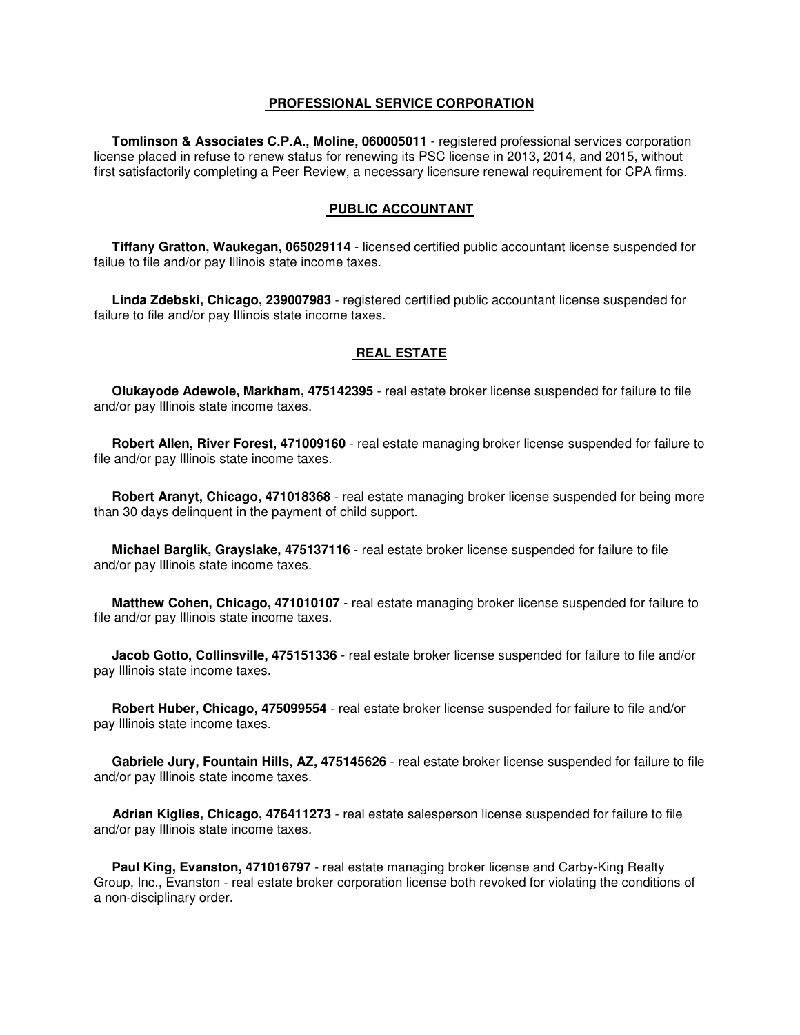## PROFESSIONAL SERVICE CORPORATION

**Tomlinson & Associates C.P.A., Moline, 060005011** - registered professional services corporation license placed in refuse to renew status for renewing its PSC license in 2013, 2014, and 2015, without first satisfactorily completing a Peer Review, a necessary licensure renewal requirement for CPA firms.

## PUBLIC ACCOUNTANT

**Tiffany Gratton, Waukegan, 065029114** - licensed certified public accountant license suspended for failue to file and/or pay Illinois state income taxes.

**Linda Zdebski, Chicago, 239007983** - registered certified public accountant license suspended for failure to file and/or pay Illinois state income taxes.

## REAL ESTATE

**Olukayode Adewole, Markham, 475142395** - real estate broker license suspended for failure to file and/or pay Illinois state income taxes.

**Robert Allen, River Forest, 471009160** - real estate managing broker license suspended for failure to file and/or pay Illinois state income taxes.

**Robert Aranyt, Chicago, 471018368** - real estate managing broker license suspended for being more than 30 days delinquent in the payment of child support.

**Michael Barglik, Grayslake, 475137116** - real estate broker license suspended for failure to file and/or pay Illinois state income taxes.

**Matthew Cohen, Chicago, 471010107** - real estate managing broker license suspended for failure to file and/or pay Illinois state income taxes.

**Jacob Gotto, Collinsville, 475151336** - real estate broker license suspended for failure to file and/or pay Illinois state income taxes.

**Robert Huber, Chicago, 475099554** - real estate broker license suspended for failure to file and/or pay Illinois state income taxes.

**Gabriele Jury, Fountain Hills, AZ, 475145626** - real estate broker license suspended for failure to file and/or pay Illinois state income taxes.

**Adrian Kiglies, Chicago, 476411273** - real estate salesperson license suspended for failure to file and/or pay Illinois state income taxes.

**Paul King, Evanston, 471016797** - real estate managing broker license and Carby-King Realty Group, Inc., Evanston - real estate broker corporation license both revoked for violating the conditions of a non-disciplinary order.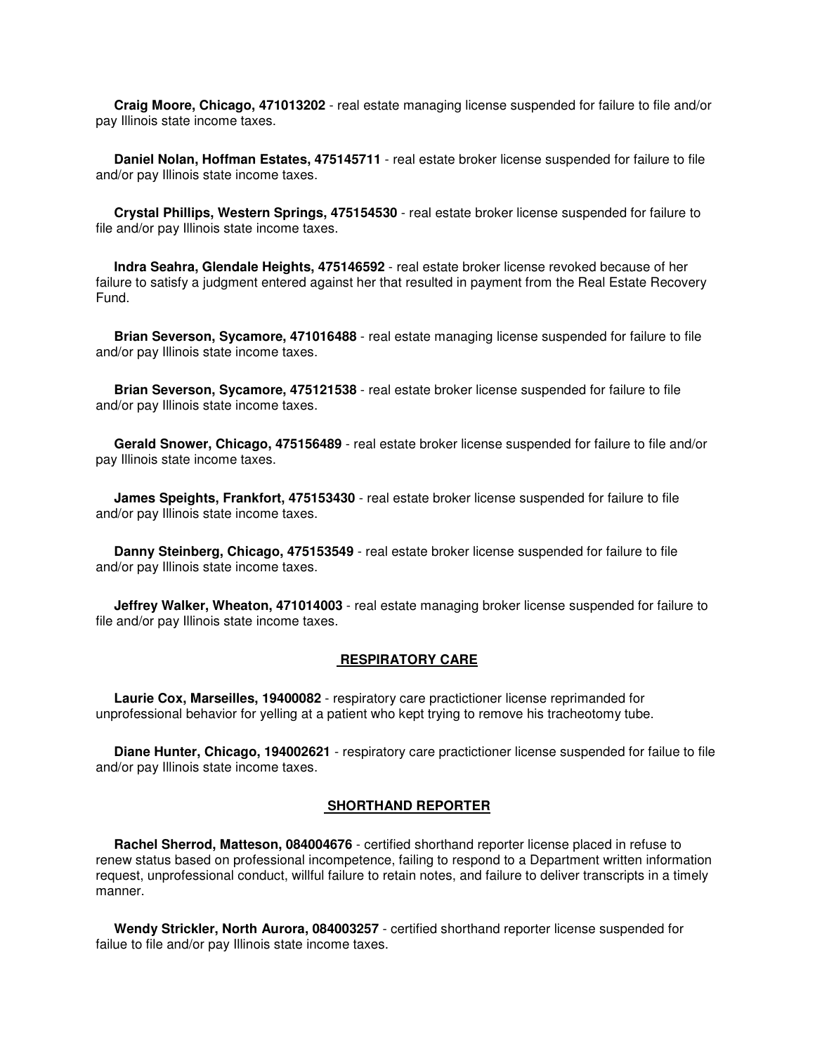**Craig Moore, Chicago, 471013202** - real estate managing license suspended for failure to file and/or pay Illinois state income taxes.

**Daniel Nolan, Hoffman Estates, 475145711** - real estate broker license suspended for failure to file and/or pay Illinois state income taxes.

**Crystal Phillips, Western Springs, 475154530** - real estate broker license suspended for failure to file and/or pay Illinois state income taxes.

**Indra Seahra, Glendale Heights, 475146592** - real estate broker license revoked because of her failure to satisfy a judgment entered against her that resulted in payment from the Real Estate Recovery Fund.

**Brian Severson, Sycamore, 471016488** - real estate managing license suspended for failure to file and/or pay Illinois state income taxes.

**Brian Severson, Sycamore, 475121538** - real estate broker license suspended for failure to file and/or pay Illinois state income taxes.

**Gerald Snower, Chicago, 475156489** - real estate broker license suspended for failure to file and/or pay Illinois state income taxes.

**James Speights, Frankfort, 475153430** - real estate broker license suspended for failure to file and/or pay Illinois state income taxes.

**Danny Steinberg, Chicago, 475153549** - real estate broker license suspended for failure to file and/or pay Illinois state income taxes.

**Jeffrey Walker, Wheaton, 471014003** - real estate managing broker license suspended for failure to file and/or pay Illinois state income taxes.

## RESPIRATORY CARE

**Laurie Cox, Marseilles, 19400082** - respiratory care practictioner license reprimanded for unprofessional behavior for yelling at a patient who kept trying to remove his tracheotomy tube.

**Diane Hunter, Chicago, 194002621** - respiratory care practictioner license suspended for failue to file and/or pay Illinois state income taxes.

## SHORTHAND REPORTER

**Rachel Sherrod, Matteson, 084004676** - certified shorthand reporter license placed in refuse to renew status based on professional incompetence, failing to respond to a Department written information request, unprofessional conduct, willful failure to retain notes, and failure to deliver transcripts in a timely manner.

**Wendy Strickler, North Aurora, 084003257** - certified shorthand reporter license suspended for failue to file and/or pay Illinois state income taxes.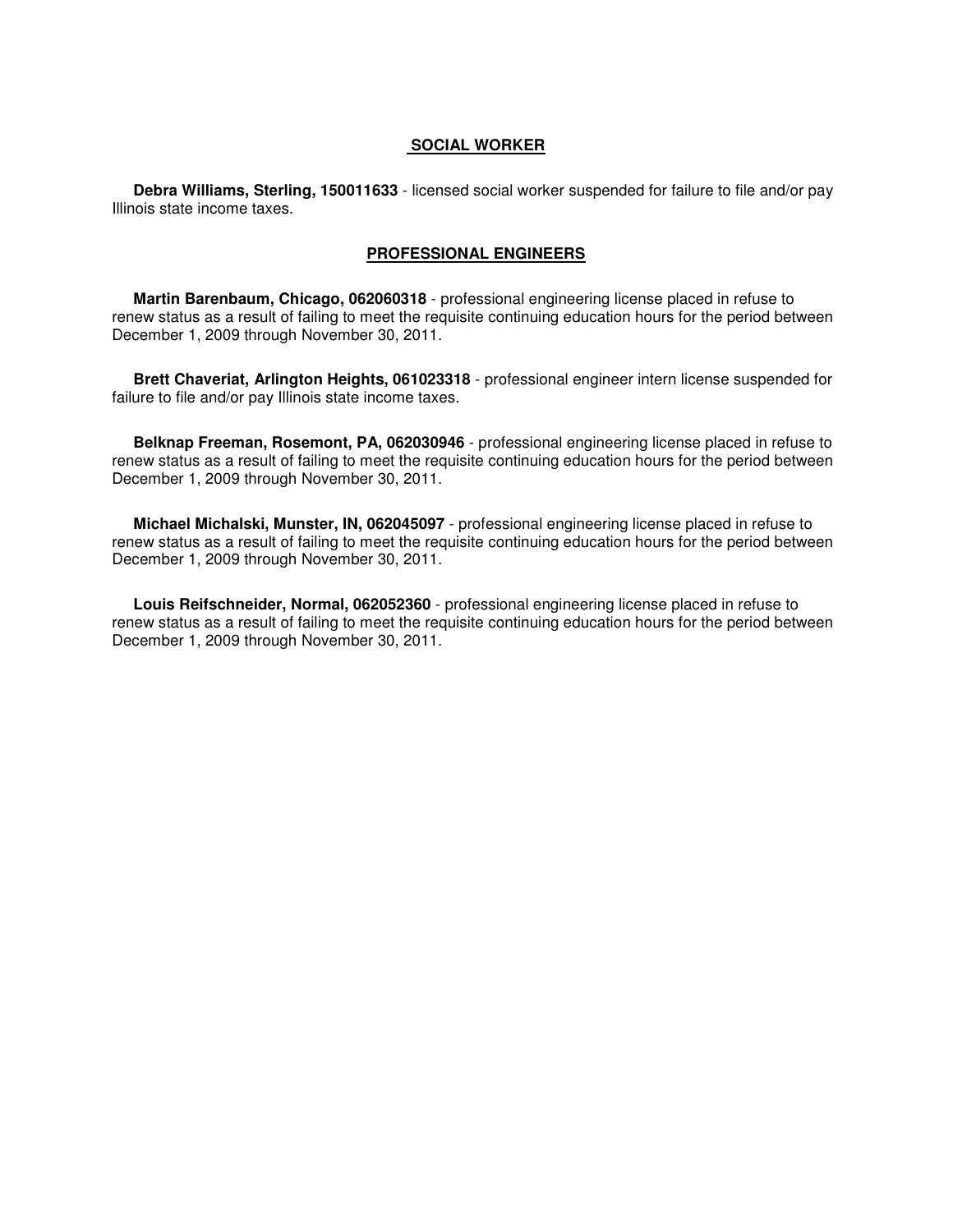## SOCIAL WORKER

**Debra Williams, Sterling, 150011633** - licensed social worker suspended for failure to file and/or pay Illinois state income taxes.

## PROFESSIONAL ENGINEERS

**Martin Barenbaum, Chicago, 062060318** - professional engineering license placed in refuse to renew status as a result of failing to meet the requisite continuing education hours for the period between December 1, 2009 through November 30, 2011.

**Brett Chaveriat, Arlington Heights, 061023318** - professional engineer intern license suspended for failure to file and/or pay Illinois state income taxes.

**Belknap Freeman, Rosemont, PA, 062030946** - professional engineering license placed in refuse to renew status as a result of failing to meet the requisite continuing education hours for the period between December 1, 2009 through November 30, 2011.

**Michael Michalski, Munster, IN, 062045097** - professional engineering license placed in refuse to renew status as a result of failing to meet the requisite continuing education hours for the period between December 1, 2009 through November 30, 2011.

**Louis Reifschneider, Normal, 062052360** - professional engineering license placed in refuse to renew status as a result of failing to meet the requisite continuing education hours for the period between December 1, 2009 through November 30, 2011.